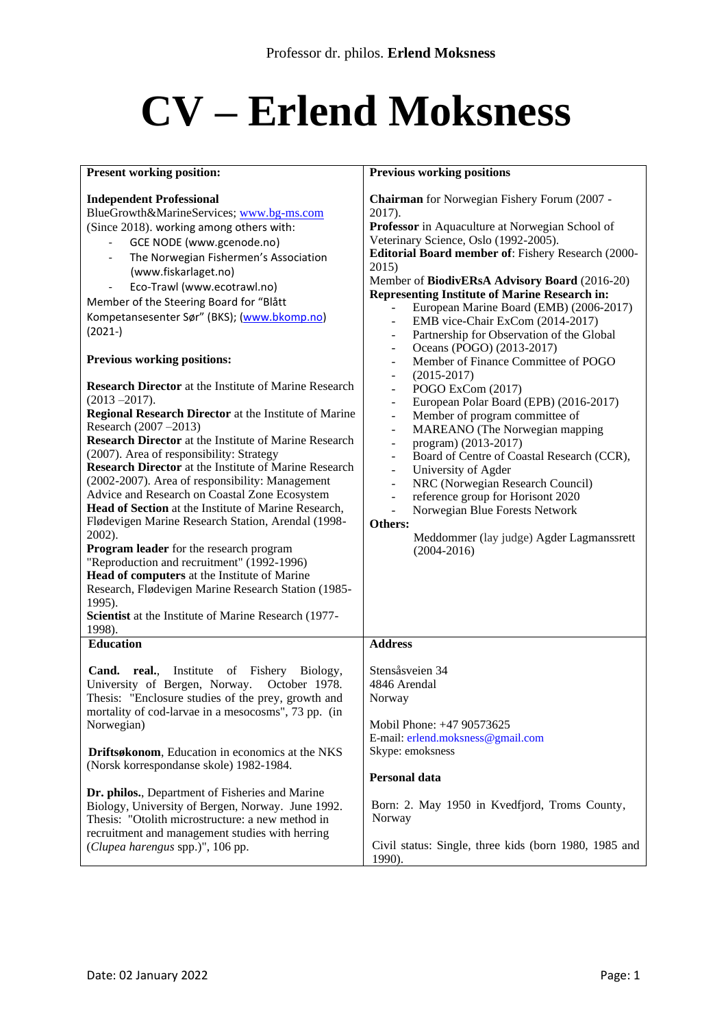Professor dr. philos. **Erlend Moksness**

# CV – Erlend Moksness

## Present working position:

**Independent Professional**
BlueGrowth&MarineServices; www.bg-ms.com
(Since 2018). working among others with:

- GCE NODE (www.gcenode.no)
- The Norwegian Fishermen's Association (www.fiskarlaget.no)
- Eco-Trawl (www.ecotrawl.no)

Member of the Steering Board for "Blått Kompetansesenter Sør" (BKS); (www.bkomp.no) (2021-)

## Previous working positions:

**Research Director** at the Institute of Marine Research (2013 –2017).
**Regional Research Director** at the Institute of Marine Research (2007 –2013)
**Research Director** at the Institute of Marine Research (2007). Area of responsibility: Strategy
**Research Director** at the Institute of Marine Research (2002-2007). Area of responsibility: Management Advice and Research on Coastal Zone Ecosystem
**Head of Section** at the Institute of Marine Research, Flødevigen Marine Research Station, Arendal (1998-2002).
**Program leader** for the research program "Reproduction and recruitment" (1992-1996)
**Head of computers** at the Institute of Marine Research, Flødevigen Marine Research Station (1985-1995).
**Scientist** at the Institute of Marine Research (1977-1998).

## Previous working positions

**Chairman** for Norwegian Fishery Forum (2007 - 2017).
**Professor** in Aquaculture at Norwegian School of Veterinary Science, Oslo (1992-2005).
**Editorial Board member of**: Fishery Research (2000-2015)
Member of **BiodivERsA Advisory Board** (2016-20)
**Representing Institute of Marine Research in:**

- European Marine Board (EMB) (2006-2017)
- EMB vice-Chair ExCom (2014-2017)
- Partnership for Observation of the Global Oceans (POGO) (2013-2017)
- Member of Finance Committee of POGO (2015-2017)
- POGO ExCom (2017)
- European Polar Board (EPB) (2016-2017)
- Member of program committee of MAREANO (The Norwegian mapping program) (2013-2017)
- Board of Centre of Coastal Research (CCR), University of Agder
- NRC (Norwegian Research Council) reference group for Horisont 2020
- Norwegian Blue Forests Network

**Others:**

Meddommer (lay judge) Agder Lagmanssrett (2004-2016)

## Education

**Cand. real.**, Institute of Fishery Biology, University of Bergen, Norway. October 1978. Thesis: "Enclosure studies of the prey, growth and mortality of cod-larvae in a mesocosms", 73 pp. (in Norwegian)

**Driftsøkonom**, Education in economics at the NKS (Norsk korrespondanse skole) 1982-1984.

**Dr. philos.**, Department of Fisheries and Marine Biology, University of Bergen, Norway. June 1992. Thesis: "Otolith microstructure: a new method in recruitment and management studies with herring (*Clupea harengus* spp.)", 106 pp.

## Address

Stensåsveien 34
4846 Arendal
Norway

Mobil Phone: +47 90573625
E-mail: erlend.moksness@gmail.com
Skype: emoksness

## Personal data

Born: 2. May 1950 in Kvedfjord, Troms County, Norway

Civil status: Single, three kids (born 1980, 1985 and 1990).

Date: 02 January 2022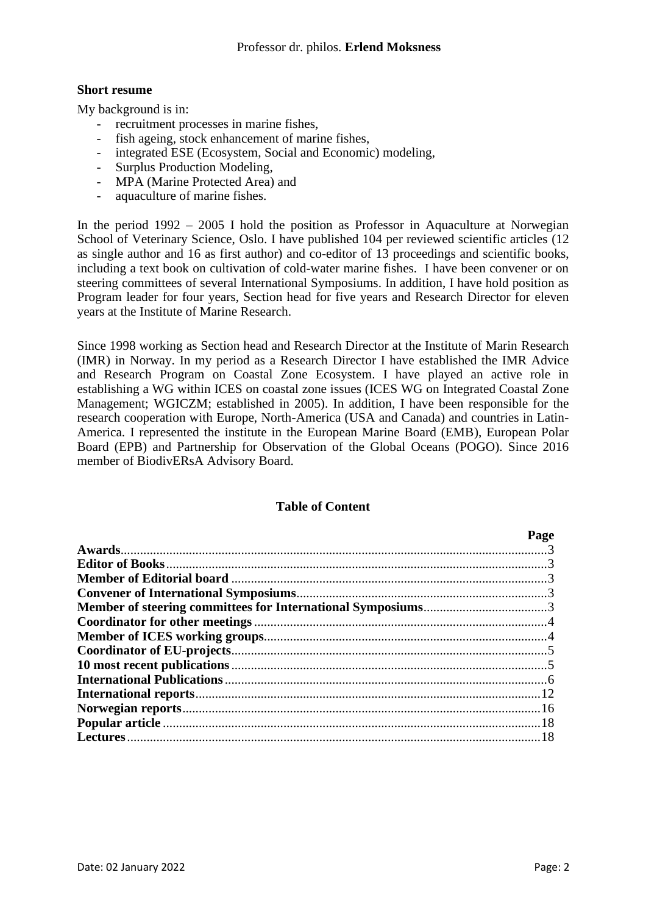Professor dr. philos. **Erlend Moksness**

**Short resume**

My background is in:

- recruitment processes in marine fishes,
- fish ageing, stock enhancement of marine fishes,
- integrated ESE (Ecosystem, Social and Economic) modeling,
- Surplus Production Modeling,
- MPA (Marine Protected Area) and
- aquaculture of marine fishes.

In the period 1992 – 2005 I hold the position as Professor in Aquaculture at Norwegian School of Veterinary Science, Oslo. I have published 104 per reviewed scientific articles (12 as single author and 16 as first author) and co-editor of 13 proceedings and scientific books, including a text book on cultivation of cold-water marine fishes. I have been convener or on steering committees of several International Symposiums. In addition, I have hold position as Program leader for four years, Section head for five years and Research Director for eleven years at the Institute of Marine Research.

Since 1998 working as Section head and Research Director at the Institute of Marin Research (IMR) in Norway. In my period as a Research Director I have established the IMR Advice and Research Program on Coastal Zone Ecosystem. I have played an active role in establishing a WG within ICES on coastal zone issues (ICES WG on Integrated Coastal Zone Management; WGICZM; established in 2005). In addition, I have been responsible for the research cooperation with Europe, North-America (USA and Canada) and countries in Latin-America. I represented the institute in the European Marine Board (EMB), European Polar Board (EPB) and Partnership for Observation of the Global Oceans (POGO). Since 2016 member of BiodivERsA Advisory Board.

**Table of Content**

| | Page |
|---|---|
| **Awards** | 3 |
| **Editor of Books** | 3 |
| **Member of Editorial board** | 3 |
| **Convener of International Symposiums** | 3 |
| **Member of steering committees for International Symposiums** | 3 |
| **Coordinator for other meetings** | 4 |
| **Member of ICES working groups** | 4 |
| **Coordinator of EU-projects** | 5 |
| **10 most recent publications** | 5 |
| **International Publications** | 6 |
| **International reports** | 12 |
| **Norwegian reports** | 16 |
| **Popular article** | 18 |
| **Lectures** | 18 |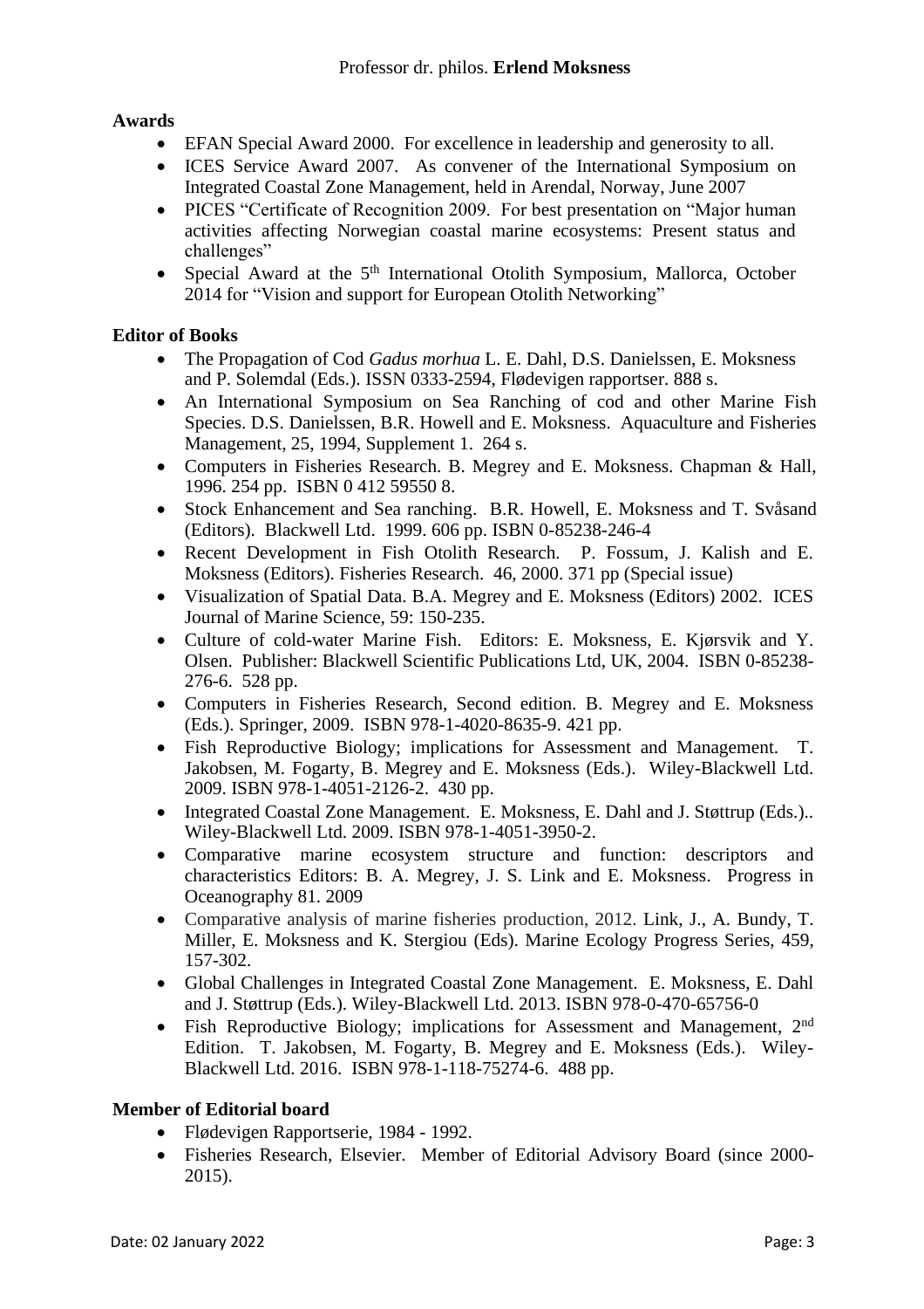## Awards

- EFAN Special Award 2000. For excellence in leadership and generosity to all.
- ICES Service Award 2007. As convener of the International Symposium on Integrated Coastal Zone Management, held in Arendal, Norway, June 2007
- PICES "Certificate of Recognition 2009. For best presentation on "Major human activities affecting Norwegian coastal marine ecosystems: Present status and challenges"
- Special Award at the 5th International Otolith Symposium, Mallorca, October 2014 for "Vision and support for European Otolith Networking"

## Editor of Books

- The Propagation of Cod *Gadus morhua* L. E. Dahl, D.S. Danielssen, E. Moksness and P. Solemdal (Eds.). ISSN 0333-2594, Flødevigen rapportser. 888 s.
- An International Symposium on Sea Ranching of cod and other Marine Fish Species. D.S. Danielssen, B.R. Howell and E. Moksness. Aquaculture and Fisheries Management, 25, 1994, Supplement 1. 264 s.
- Computers in Fisheries Research. B. Megrey and E. Moksness. Chapman & Hall, 1996. 254 pp. ISBN 0 412 59550 8.
- Stock Enhancement and Sea ranching. B.R. Howell, E. Moksness and T. Svåsand (Editors). Blackwell Ltd. 1999. 606 pp. ISBN 0-85238-246-4
- Recent Development in Fish Otolith Research. P. Fossum, J. Kalish and E. Moksness (Editors). Fisheries Research. 46, 2000. 371 pp (Special issue)
- Visualization of Spatial Data. B.A. Megrey and E. Moksness (Editors) 2002. ICES Journal of Marine Science, 59: 150-235.
- Culture of cold-water Marine Fish. Editors: E. Moksness, E. Kjørsvik and Y. Olsen. Publisher: Blackwell Scientific Publications Ltd, UK, 2004. ISBN 0-85238-276-6. 528 pp.
- Computers in Fisheries Research, Second edition. B. Megrey and E. Moksness (Eds.). Springer, 2009. ISBN 978-1-4020-8635-9. 421 pp.
- Fish Reproductive Biology; implications for Assessment and Management. T. Jakobsen, M. Fogarty, B. Megrey and E. Moksness (Eds.). Wiley-Blackwell Ltd. 2009. ISBN 978-1-4051-2126-2. 430 pp.
- Integrated Coastal Zone Management. E. Moksness, E. Dahl and J. Støttrup (Eds.).. Wiley-Blackwell Ltd. 2009. ISBN 978-1-4051-3950-2.
- Comparative marine ecosystem structure and function: descriptors and characteristics Editors: B. A. Megrey, J. S. Link and E. Moksness. Progress in Oceanography 81. 2009
- Comparative analysis of marine fisheries production, 2012. Link, J., A. Bundy, T. Miller, E. Moksness and K. Stergiou (Eds). Marine Ecology Progress Series, 459, 157-302.
- Global Challenges in Integrated Coastal Zone Management. E. Moksness, E. Dahl and J. Støttrup (Eds.). Wiley-Blackwell Ltd. 2013. ISBN 978-0-470-65756-0
- Fish Reproductive Biology; implications for Assessment and Management, 2nd Edition. T. Jakobsen, M. Fogarty, B. Megrey and E. Moksness (Eds.). Wiley-Blackwell Ltd. 2016. ISBN 978-1-118-75274-6. 488 pp.

## Member of Editorial board

- Flødevigen Rapportserie, 1984 - 1992.
- Fisheries Research, Elsevier. Member of Editorial Advisory Board (since 2000-2015).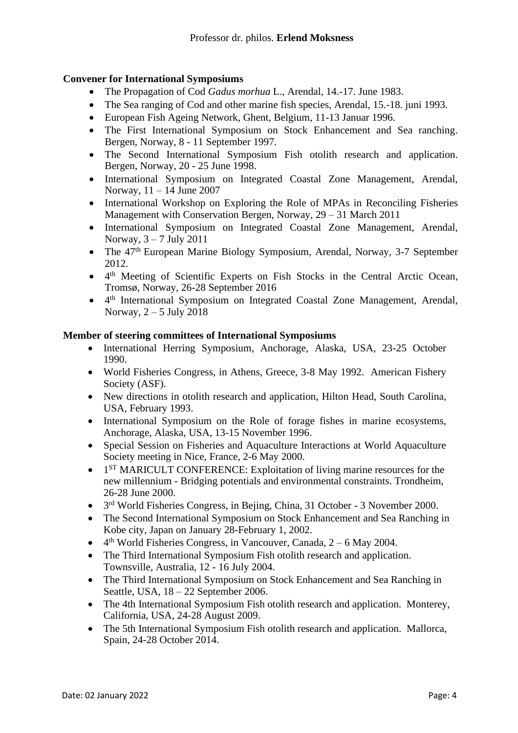**Convener for International Symposiums**

- The Propagation of Cod *Gadus morhua* L., Arendal, 14.-17. June 1983.
- The Sea ranging of Cod and other marine fish species, Arendal, 15.-18. juni 1993.
- European Fish Ageing Network, Ghent, Belgium, 11-13 Januar 1996.
- The First International Symposium on Stock Enhancement and Sea ranching. Bergen, Norway, 8 - 11 September 1997.
- The Second International Symposium Fish otolith research and application. Bergen, Norway, 20 - 25 June 1998.
- International Symposium on Integrated Coastal Zone Management, Arendal, Norway, 11 – 14 June 2007
- International Workshop on Exploring the Role of MPAs in Reconciling Fisheries Management with Conservation Bergen, Norway, 29 – 31 March 2011
- International Symposium on Integrated Coastal Zone Management, Arendal, Norway, 3 – 7 July 2011
- The 47th European Marine Biology Symposium, Arendal, Norway, 3-7 September 2012.
- 4th Meeting of Scientific Experts on Fish Stocks in the Central Arctic Ocean, Tromsø, Norway, 26-28 September 2016
- 4th International Symposium on Integrated Coastal Zone Management, Arendal, Norway, 2 – 5 July 2018

**Member of steering committees of International Symposiums**

- International Herring Symposium, Anchorage, Alaska, USA, 23-25 October 1990.
- World Fisheries Congress, in Athens, Greece, 3-8 May 1992. American Fishery Society (ASF).
- New directions in otolith research and application, Hilton Head, South Carolina, USA, February 1993.
- International Symposium on the Role of forage fishes in marine ecosystems, Anchorage, Alaska, USA, 13-15 November 1996.
- Special Session on Fisheries and Aquaculture Interactions at World Aquaculture Society meeting in Nice, France, 2-6 May 2000.
- 1ST MARICULT CONFERENCE: Exploitation of living marine resources for the new millennium - Bridging potentials and environmental constraints. Trondheim, 26-28 June 2000.
- 3rd World Fisheries Congress, in Bejing, China, 31 October - 3 November 2000.
- The Second International Symposium on Stock Enhancement and Sea Ranching in Kobe city, Japan on January 28-February 1, 2002.
- 4th World Fisheries Congress, in Vancouver, Canada, 2 – 6 May 2004.
- The Third International Symposium Fish otolith research and application. Townsville, Australia, 12 - 16 July 2004.
- The Third International Symposium on Stock Enhancement and Sea Ranching in Seattle, USA, 18 – 22 September 2006.
- The 4th International Symposium Fish otolith research and application. Monterey, California, USA, 24-28 August 2009.
- The 5th International Symposium Fish otolith research and application. Mallorca, Spain, 24-28 October 2014.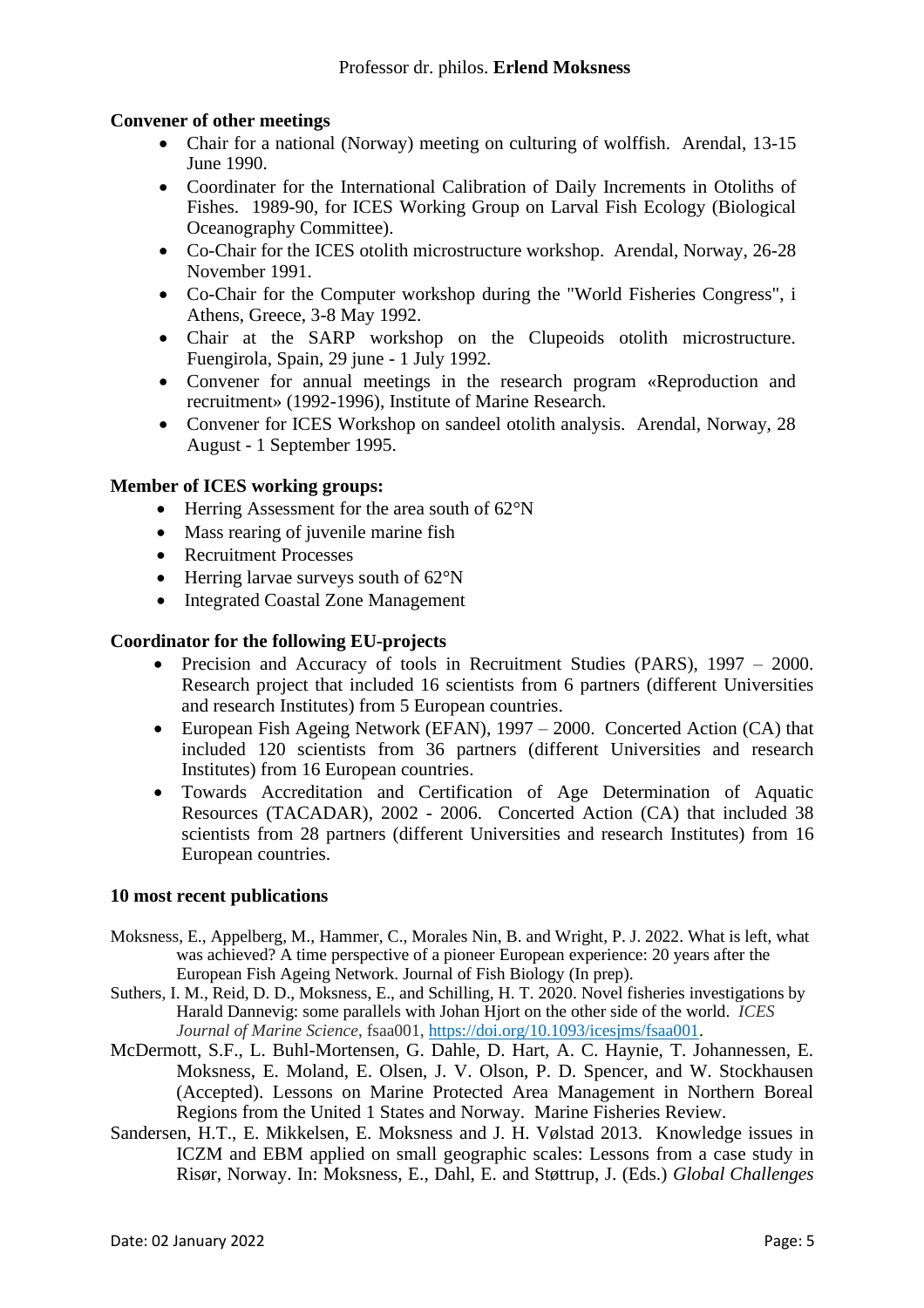**Convener of other meetings**

- Chair for a national (Norway) meeting on culturing of wolffish. Arendal, 13-15 June 1990.
- Coordinater for the International Calibration of Daily Increments in Otoliths of Fishes. 1989-90, for ICES Working Group on Larval Fish Ecology (Biological Oceanography Committee).
- Co-Chair for the ICES otolith microstructure workshop. Arendal, Norway, 26-28 November 1991.
- Co-Chair for the Computer workshop during the "World Fisheries Congress", i Athens, Greece, 3-8 May 1992.
- Chair at the SARP workshop on the Clupeoids otolith microstructure. Fuengirola, Spain, 29 june - 1 July 1992.
- Convener for annual meetings in the research program «Reproduction and recruitment» (1992-1996), Institute of Marine Research.
- Convener for ICES Workshop on sandeel otolith analysis. Arendal, Norway, 28 August - 1 September 1995.

**Member of ICES working groups:**

- Herring Assessment for the area south of 62°N
- Mass rearing of juvenile marine fish
- Recruitment Processes
- Herring larvae surveys south of 62°N
- Integrated Coastal Zone Management

**Coordinator for the following EU-projects**

- Precision and Accuracy of tools in Recruitment Studies (PARS), 1997 – 2000. Research project that included 16 scientists from 6 partners (different Universities and research Institutes) from 5 European countries.
- European Fish Ageing Network (EFAN), 1997 – 2000. Concerted Action (CA) that included 120 scientists from 36 partners (different Universities and research Institutes) from 16 European countries.
- Towards Accreditation and Certification of Age Determination of Aquatic Resources (TACADAR), 2002 - 2006. Concerted Action (CA) that included 38 scientists from 28 partners (different Universities and research Institutes) from 16 European countries.

**10 most recent publications**

Moksness, E., Appelberg, M., Hammer, C., Morales Nin, B. and Wright, P. J. 2022. What is left, what was achieved? A time perspective of a pioneer European experience: 20 years after the European Fish Ageing Network. Journal of Fish Biology (In prep).

Suthers, I. M., Reid, D. D., Moksness, E., and Schilling, H. T. 2020. Novel fisheries investigations by Harald Dannevig: some parallels with Johan Hjort on the other side of the world. *ICES Journal of Marine Science*, fsaa001, https://doi.org/10.1093/icesjms/fsaa001.

McDermott, S.F., L. Buhl-Mortensen, G. Dahle, D. Hart, A. C. Haynie, T. Johannessen, E. Moksness, E. Moland, E. Olsen, J. V. Olson, P. D. Spencer, and W. Stockhausen (Accepted). Lessons on Marine Protected Area Management in Northern Boreal Regions from the United 1 States and Norway. Marine Fisheries Review.

Sandersen, H.T., E. Mikkelsen, E. Moksness and J. H. Vølstad 2013. Knowledge issues in ICZM and EBM applied on small geographic scales: Lessons from a case study in Risør, Norway. In: Moksness, E., Dahl, E. and Støttrup, J. (Eds.) *Global Challenges*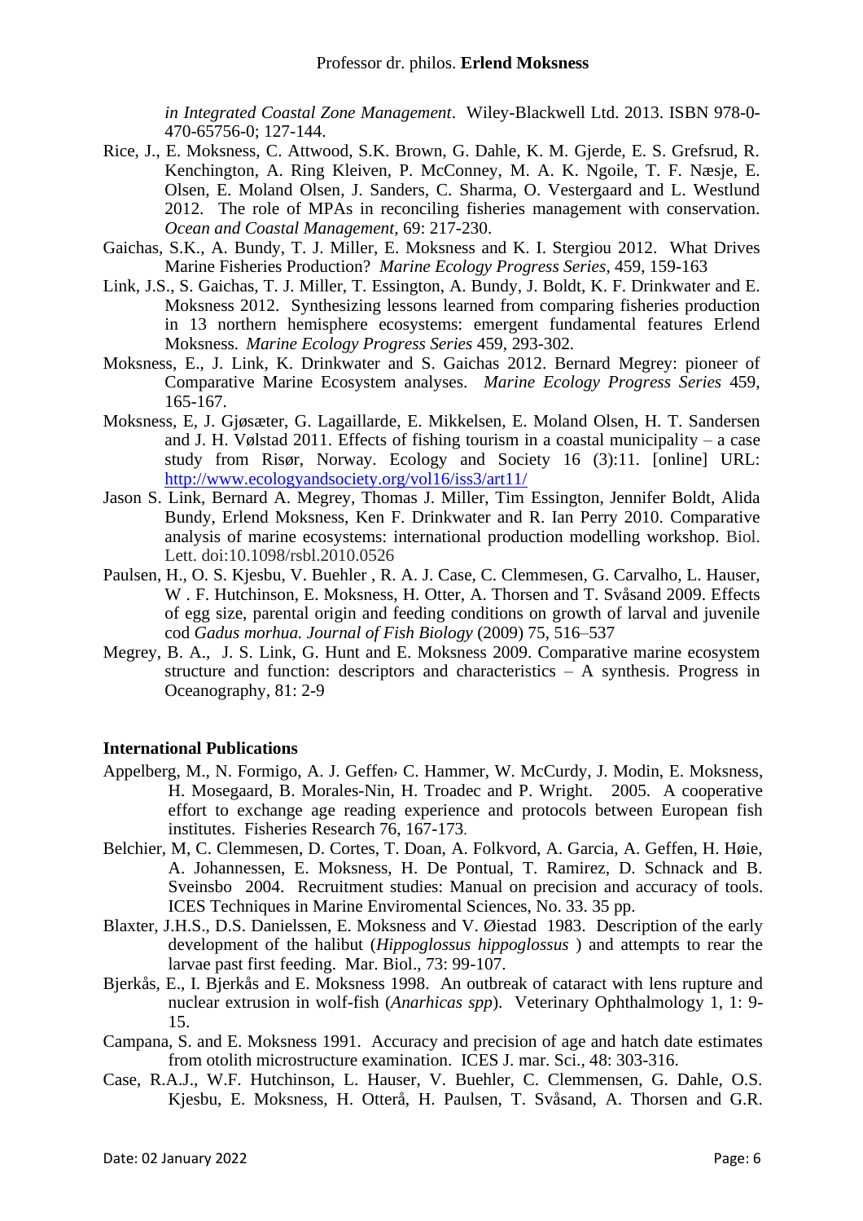*in Integrated Coastal Zone Management*. Wiley-Blackwell Ltd. 2013. ISBN 978-0-470-65756-0; 127-144.

Rice, J., E. Moksness, C. Attwood, S.K. Brown, G. Dahle, K. M. Gjerde, E. S. Grefsrud, R. Kenchington, A. Ring Kleiven, P. McConney, M. A. K. Ngoile, T. F. Næsje, E. Olsen, E. Moland Olsen, J. Sanders, C. Sharma, O. Vestergaard and L. Westlund 2012. The role of MPAs in reconciling fisheries management with conservation. *Ocean and Coastal Management*, 69: 217-230.

Gaichas, S.K., A. Bundy, T. J. Miller, E. Moksness and K. I. Stergiou 2012. What Drives Marine Fisheries Production? *Marine Ecology Progress Series*, 459, 159-163

Link, J.S., S. Gaichas, T. J. Miller, T. Essington, A. Bundy, J. Boldt, K. F. Drinkwater and E. Moksness 2012. Synthesizing lessons learned from comparing fisheries production in 13 northern hemisphere ecosystems: emergent fundamental features Erlend Moksness. *Marine Ecology Progress Series* 459, 293-302.

Moksness, E., J. Link, K. Drinkwater and S. Gaichas 2012. Bernard Megrey: pioneer of Comparative Marine Ecosystem analyses. *Marine Ecology Progress Series* 459, 165-167.

Moksness, E, J. Gjøsæter, G. Lagaillarde, E. Mikkelsen, E. Moland Olsen, H. T. Sandersen and J. H. Vølstad 2011. Effects of fishing tourism in a coastal municipality – a case study from Risør, Norway. Ecology and Society 16 (3):11. [online] URL: http://www.ecologyandsociety.org/vol16/iss3/art11/

Jason S. Link, Bernard A. Megrey, Thomas J. Miller, Tim Essington, Jennifer Boldt, Alida Bundy, Erlend Moksness, Ken F. Drinkwater and R. Ian Perry 2010. Comparative analysis of marine ecosystems: international production modelling workshop. Biol. Lett. doi:10.1098/rsbl.2010.0526

Paulsen, H., O. S. Kjesbu, V. Buehler , R. A. J. Case, C. Clemmesen, G. Carvalho, L. Hauser, W . F. Hutchinson, E. Moksness, H. Otter, A. Thorsen and T. Svåsand 2009. Effects of egg size, parental origin and feeding conditions on growth of larval and juvenile cod *Gadus morhua. Journal of Fish Biology* (2009) 75, 516–537

Megrey, B. A., J. S. Link, G. Hunt and E. Moksness 2009. Comparative marine ecosystem structure and function: descriptors and characteristics – A synthesis. Progress in Oceanography, 81: 2-9

## International Publications

Appelberg, M., N. Formigo, A. J. Geffen, C. Hammer, W. McCurdy, J. Modin, E. Moksness, H. Mosegaard, B. Morales-Nin, H. Troadec and P. Wright. 2005. A cooperative effort to exchange age reading experience and protocols between European fish institutes. Fisheries Research 76, 167-173.

Belchier, M, C. Clemmesen, D. Cortes, T. Doan, A. Folkvord, A. Garcia, A. Geffen, H. Høie, A. Johannessen, E. Moksness, H. De Pontual, T. Ramirez, D. Schnack and B. Sveinsbo 2004. Recruitment studies: Manual on precision and accuracy of tools. ICES Techniques in Marine Enviromental Sciences, No. 33. 35 pp.

Blaxter, J.H.S., D.S. Danielssen, E. Moksness and V. Øiestad 1983. Description of the early development of the halibut (*Hippoglossus hippoglossus* ) and attempts to rear the larvae past first feeding. Mar. Biol., 73: 99-107.

Bjerkås, E., I. Bjerkås and E. Moksness 1998. An outbreak of cataract with lens rupture and nuclear extrusion in wolf-fish (*Anarhicas spp*). Veterinary Ophthalmology 1, 1: 9-15.

Campana, S. and E. Moksness 1991. Accuracy and precision of age and hatch date estimates from otolith microstructure examination. ICES J. mar. Sci., 48: 303-316.

Case, R.A.J., W.F. Hutchinson, L. Hauser, V. Buehler, C. Clemmensen, G. Dahle, O.S. Kjesbu, E. Moksness, H. Otterå, H. Paulsen, T. Svåsand, A. Thorsen and G.R.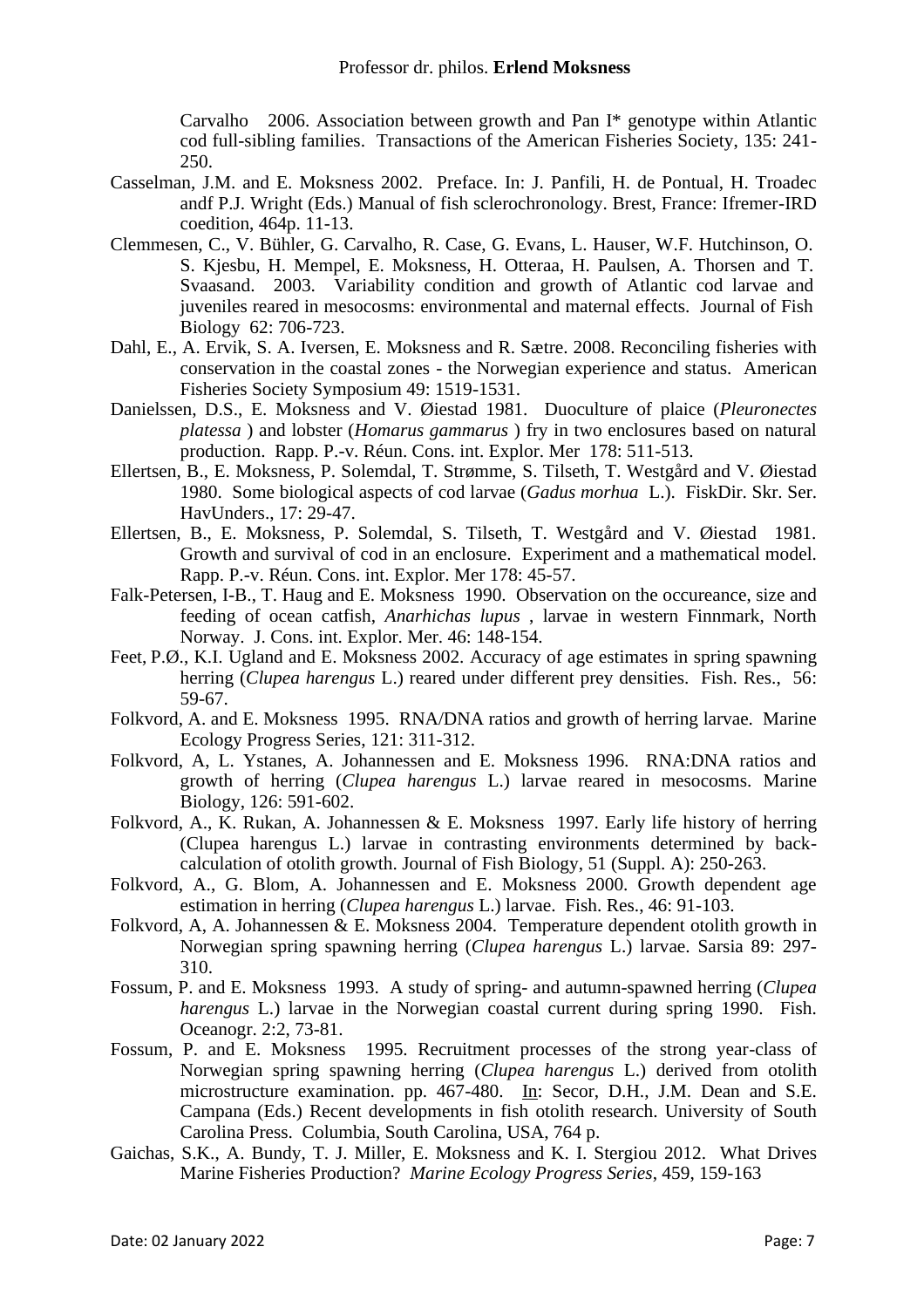Carvalho 2006. Association between growth and Pan I* genotype within Atlantic cod full-sibling families. Transactions of the American Fisheries Society, 135: 241-250.

Casselman, J.M. and E. Moksness 2002. Preface. In: J. Panfili, H. de Pontual, H. Troadec andf P.J. Wright (Eds.) Manual of fish sclerochronology. Brest, France: Ifremer-IRD coedition, 464p. 11-13.

Clemmesen, C., V. Bühler, G. Carvalho, R. Case, G. Evans, L. Hauser, W.F. Hutchinson, O. S. Kjesbu, H. Mempel, E. Moksness, H. Otteraa, H. Paulsen, A. Thorsen and T. Svaasand. 2003. Variability condition and growth of Atlantic cod larvae and juveniles reared in mesocosms: environmental and maternal effects. Journal of Fish Biology 62: 706-723.

Dahl, E., A. Ervik, S. A. Iversen, E. Moksness and R. Sætre. 2008. Reconciling fisheries with conservation in the coastal zones - the Norwegian experience and status. American Fisheries Society Symposium 49: 1519-1531.

Danielssen, D.S., E. Moksness and V. Øiestad 1981. Duoculture of plaice (*Pleuronectes platessa* ) and lobster (*Homarus gammarus* ) fry in two enclosures based on natural production. Rapp. P.-v. Réun. Cons. int. Explor. Mer 178: 511-513.

Ellertsen, B., E. Moksness, P. Solemdal, T. Strømme, S. Tilseth, T. Westgård and V. Øiestad 1980. Some biological aspects of cod larvae (*Gadus morhua* L.). FiskDir. Skr. Ser. HavUnders., 17: 29-47.

Ellertsen, B., E. Moksness, P. Solemdal, S. Tilseth, T. Westgård and V. Øiestad 1981. Growth and survival of cod in an enclosure. Experiment and a mathematical model. Rapp. P.-v. Réun. Cons. int. Explor. Mer 178: 45-57.

Falk-Petersen, I-B., T. Haug and E. Moksness 1990. Observation on the occureance, size and feeding of ocean catfish, *Anarhichas lupus* , larvae in western Finnmark, North Norway. J. Cons. int. Explor. Mer. 46: 148-154.

Feet, P.Ø., K.I. Ugland and E. Moksness 2002. Accuracy of age estimates in spring spawning herring (*Clupea harengus* L.) reared under different prey densities. Fish. Res., 56: 59-67.

Folkvord, A. and E. Moksness 1995. RNA/DNA ratios and growth of herring larvae. Marine Ecology Progress Series, 121: 311-312.

Folkvord, A, L. Ystanes, A. Johannessen and E. Moksness 1996. RNA:DNA ratios and growth of herring (*Clupea harengus* L.) larvae reared in mesocosms. Marine Biology, 126: 591-602.

Folkvord, A., K. Rukan, A. Johannessen & E. Moksness 1997. Early life history of herring (Clupea harengus L.) larvae in contrasting environments determined by back-calculation of otolith growth. Journal of Fish Biology, 51 (Suppl. A): 250-263.

Folkvord, A., G. Blom, A. Johannessen and E. Moksness 2000. Growth dependent age estimation in herring (*Clupea harengus* L.) larvae. Fish. Res., 46: 91-103.

Folkvord, A, A. Johannessen & E. Moksness 2004. Temperature dependent otolith growth in Norwegian spring spawning herring (*Clupea harengus* L.) larvae. Sarsia 89: 297-310.

Fossum, P. and E. Moksness 1993. A study of spring- and autumn-spawned herring (*Clupea harengus* L.) larvae in the Norwegian coastal current during spring 1990. Fish. Oceanogr. 2:2, 73-81.

Fossum, P. and E. Moksness 1995. Recruitment processes of the strong year-class of Norwegian spring spawning herring (*Clupea harengus* L.) derived from otolith microstructure examination. pp. 467-480. In: Secor, D.H., J.M. Dean and S.E. Campana (Eds.) Recent developments in fish otolith research. University of South Carolina Press. Columbia, South Carolina, USA, 764 p.

Gaichas, S.K., A. Bundy, T. J. Miller, E. Moksness and K. I. Stergiou 2012. What Drives Marine Fisheries Production? *Marine Ecology Progress Series*, 459, 159-163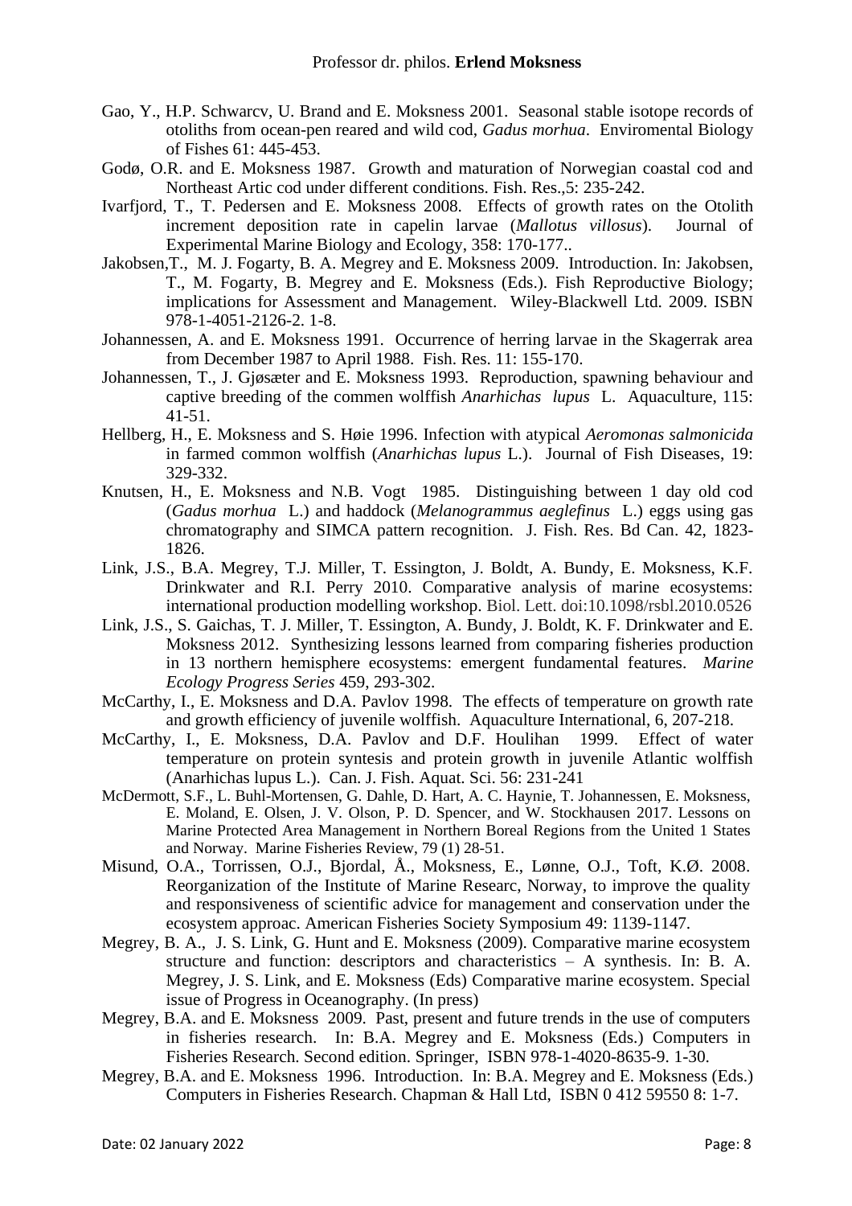Gao, Y., H.P. Schwarcv, U. Brand and E. Moksness 2001. Seasonal stable isotope records of otoliths from ocean-pen reared and wild cod, *Gadus morhua*. Enviromental Biology of Fishes 61: 445-453.

Godø, O.R. and E. Moksness 1987. Growth and maturation of Norwegian coastal cod and Northeast Artic cod under different conditions. Fish. Res.,5: 235-242.

Ivarfjord, T., T. Pedersen and E. Moksness 2008. Effects of growth rates on the Otolith increment deposition rate in capelin larvae (*Mallotus villosus*). Journal of Experimental Marine Biology and Ecology, 358: 170-177..

Jakobsen,T., M. J. Fogarty, B. A. Megrey and E. Moksness 2009. Introduction. In: Jakobsen, T., M. Fogarty, B. Megrey and E. Moksness (Eds.). Fish Reproductive Biology; implications for Assessment and Management. Wiley-Blackwell Ltd. 2009. ISBN 978-1-4051-2126-2. 1-8.

Johannessen, A. and E. Moksness 1991. Occurrence of herring larvae in the Skagerrak area from December 1987 to April 1988. Fish. Res. 11: 155-170.

Johannessen, T., J. Gjøsæter and E. Moksness 1993. Reproduction, spawning behaviour and captive breeding of the commen wolffish *Anarhichas lupus* L. Aquaculture, 115: 41-51.

Hellberg, H., E. Moksness and S. Høie 1996. Infection with atypical *Aeromonas salmonicida* in farmed common wolffish (*Anarhichas lupus* L.). Journal of Fish Diseases, 19: 329-332.

Knutsen, H., E. Moksness and N.B. Vogt 1985. Distinguishing between 1 day old cod (*Gadus morhua* L.) and haddock (*Melanogrammus aeglefinus* L.) eggs using gas chromatography and SIMCA pattern recognition. J. Fish. Res. Bd Can. 42, 1823-1826.

Link, J.S., B.A. Megrey, T.J. Miller, T. Essington, J. Boldt, A. Bundy, E. Moksness, K.F. Drinkwater and R.I. Perry 2010. Comparative analysis of marine ecosystems: international production modelling workshop. Biol. Lett. doi:10.1098/rsbl.2010.0526

Link, J.S., S. Gaichas, T. J. Miller, T. Essington, A. Bundy, J. Boldt, K. F. Drinkwater and E. Moksness 2012. Synthesizing lessons learned from comparing fisheries production in 13 northern hemisphere ecosystems: emergent fundamental features. *Marine Ecology Progress Series* 459, 293-302.

McCarthy, I., E. Moksness and D.A. Pavlov 1998. The effects of temperature on growth rate and growth efficiency of juvenile wolffish. Aquaculture International, 6, 207-218.

McCarthy, I., E. Moksness, D.A. Pavlov and D.F. Houlihan 1999. Effect of water temperature on protein syntesis and protein growth in juvenile Atlantic wolffish (Anarhichas lupus L.). Can. J. Fish. Aquat. Sci. 56: 231-241

McDermott, S.F., L. Buhl-Mortensen, G. Dahle, D. Hart, A. C. Haynie, T. Johannessen, E. Moksness, E. Moland, E. Olsen, J. V. Olson, P. D. Spencer, and W. Stockhausen 2017. Lessons on Marine Protected Area Management in Northern Boreal Regions from the United 1 States and Norway. Marine Fisheries Review, 79 (1) 28-51.

Misund, O.A., Torrissen, O.J., Bjordal, Å., Moksness, E., Lønne, O.J., Toft, K.Ø. 2008. Reorganization of the Institute of Marine Researc, Norway, to improve the quality and responsiveness of scientific advice for management and conservation under the ecosystem approac. American Fisheries Society Symposium 49: 1139-1147.

Megrey, B. A., J. S. Link, G. Hunt and E. Moksness (2009). Comparative marine ecosystem structure and function: descriptors and characteristics – A synthesis. In: B. A. Megrey, J. S. Link, and E. Moksness (Eds) Comparative marine ecosystem. Special issue of Progress in Oceanography. (In press)

Megrey, B.A. and E. Moksness 2009. Past, present and future trends in the use of computers in fisheries research. In: B.A. Megrey and E. Moksness (Eds.) Computers in Fisheries Research. Second edition. Springer, ISBN 978-1-4020-8635-9. 1-30.

Megrey, B.A. and E. Moksness 1996. Introduction. In: B.A. Megrey and E. Moksness (Eds.) Computers in Fisheries Research. Chapman & Hall Ltd, ISBN 0 412 59550 8: 1-7.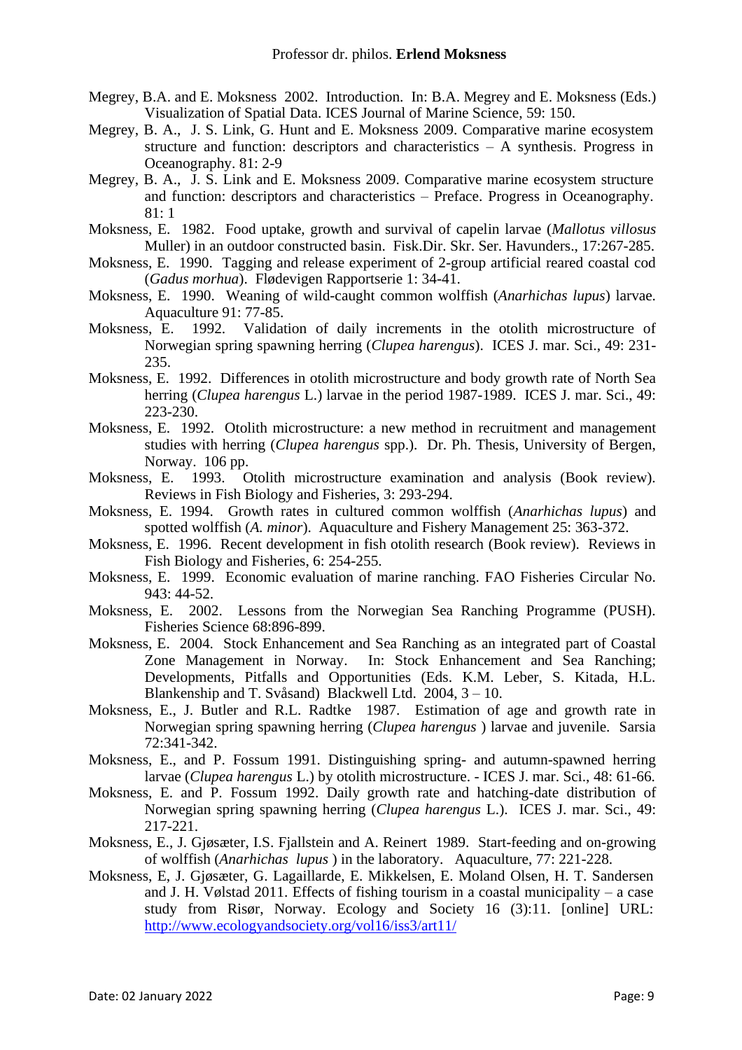Megrey, B.A. and E. Moksness 2002. Introduction. In: B.A. Megrey and E. Moksness (Eds.) Visualization of Spatial Data. ICES Journal of Marine Science, 59: 150.

Megrey, B. A., J. S. Link, G. Hunt and E. Moksness 2009. Comparative marine ecosystem structure and function: descriptors and characteristics – A synthesis. Progress in Oceanography. 81: 2-9

Megrey, B. A., J. S. Link and E. Moksness 2009. Comparative marine ecosystem structure and function: descriptors and characteristics – Preface. Progress in Oceanography. 81: 1

Moksness, E. 1982. Food uptake, growth and survival of capelin larvae (*Mallotus villosus* Muller) in an outdoor constructed basin. Fisk.Dir. Skr. Ser. Havunders., 17:267-285.

Moksness, E. 1990. Tagging and release experiment of 2-group artificial reared coastal cod (*Gadus morhua*). Flødevigen Rapportserie 1: 34-41.

Moksness, E. 1990. Weaning of wild-caught common wolffish (*Anarhichas lupus*) larvae. Aquaculture 91: 77-85.

Moksness, E. 1992. Validation of daily increments in the otolith microstructure of Norwegian spring spawning herring (*Clupea harengus*). ICES J. mar. Sci., 49: 231-235.

Moksness, E. 1992. Differences in otolith microstructure and body growth rate of North Sea herring (*Clupea harengus* L.) larvae in the period 1987-1989. ICES J. mar. Sci., 49: 223-230.

Moksness, E. 1992. Otolith microstructure: a new method in recruitment and management studies with herring (*Clupea harengus* spp.). Dr. Ph. Thesis, University of Bergen, Norway. 106 pp.

Moksness, E. 1993. Otolith microstructure examination and analysis (Book review). Reviews in Fish Biology and Fisheries, 3: 293-294.

Moksness, E. 1994. Growth rates in cultured common wolffish (*Anarhichas lupus*) and spotted wolffish (*A. minor*). Aquaculture and Fishery Management 25: 363-372.

Moksness, E. 1996. Recent development in fish otolith research (Book review). Reviews in Fish Biology and Fisheries, 6: 254-255.

Moksness, E. 1999. Economic evaluation of marine ranching. FAO Fisheries Circular No. 943: 44-52.

Moksness, E. 2002. Lessons from the Norwegian Sea Ranching Programme (PUSH). Fisheries Science 68:896-899.

Moksness, E. 2004. Stock Enhancement and Sea Ranching as an integrated part of Coastal Zone Management in Norway. In: Stock Enhancement and Sea Ranching; Developments, Pitfalls and Opportunities (Eds. K.M. Leber, S. Kitada, H.L. Blankenship and T. Svåsand) Blackwell Ltd. 2004, 3 – 10.

Moksness, E., J. Butler and R.L. Radtke 1987. Estimation of age and growth rate in Norwegian spring spawning herring (*Clupea harengus* ) larvae and juvenile. Sarsia 72:341-342.

Moksness, E., and P. Fossum 1991. Distinguishing spring- and autumn-spawned herring larvae (*Clupea harengus* L.) by otolith microstructure. - ICES J. mar. Sci., 48: 61-66.

Moksness, E. and P. Fossum 1992. Daily growth rate and hatching-date distribution of Norwegian spring spawning herring (*Clupea harengus* L.). ICES J. mar. Sci., 49: 217-221.

Moksness, E., J. Gjøsæter, I.S. Fjallstein and A. Reinert 1989. Start-feeding and on-growing of wolffish (*Anarhichas lupus* ) in the laboratory. Aquaculture, 77: 221-228.

Moksness, E, J. Gjøsæter, G. Lagaillarde, E. Mikkelsen, E. Moland Olsen, H. T. Sandersen and J. H. Vølstad 2011. Effects of fishing tourism in a coastal municipality – a case study from Risør, Norway. Ecology and Society 16 (3):11. [online] URL: http://www.ecologyandsociety.org/vol16/iss3/art11/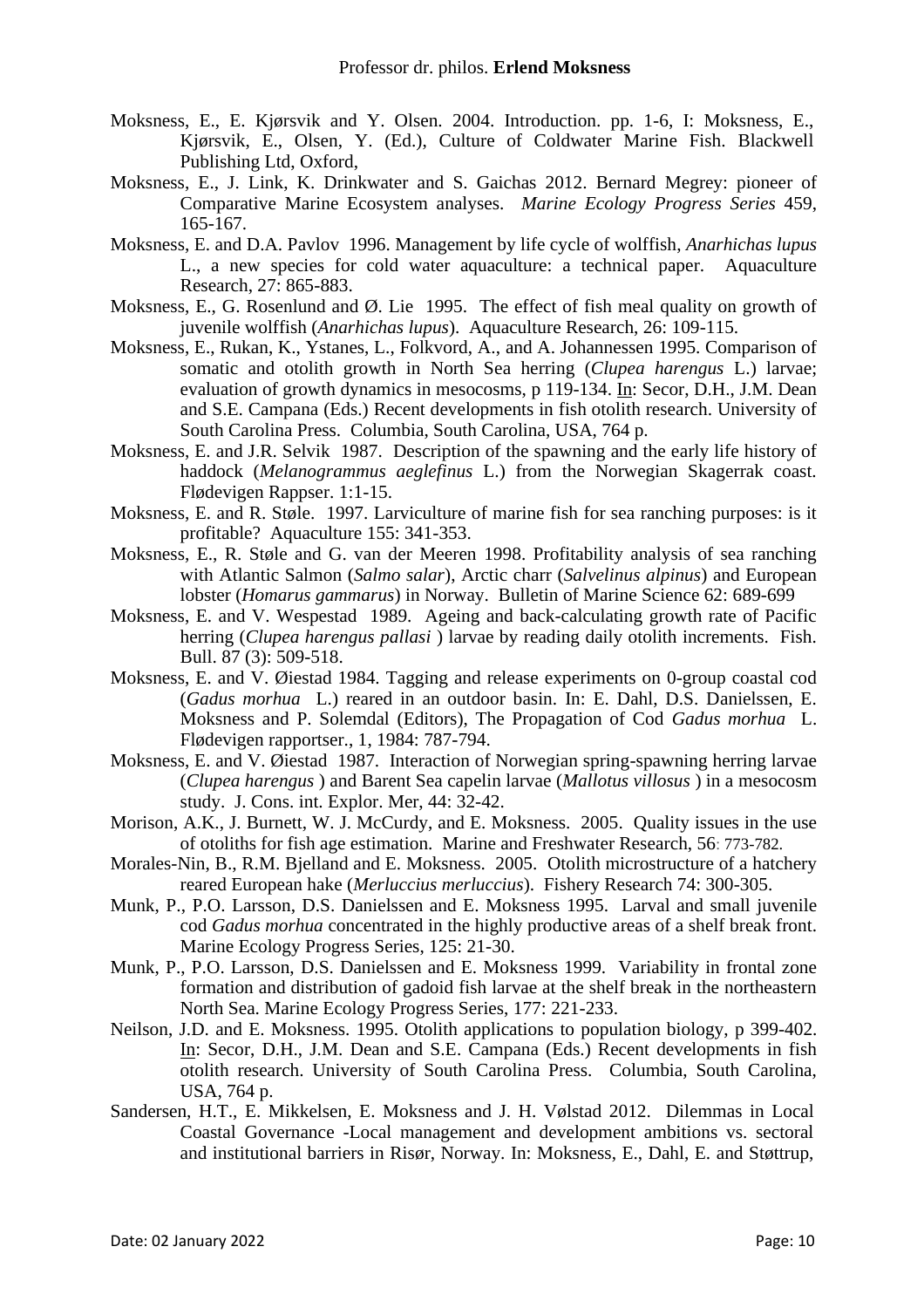Moksness, E., E. Kjørsvik and Y. Olsen. 2004. Introduction. pp. 1-6, I: Moksness, E., Kjørsvik, E., Olsen, Y. (Ed.), Culture of Coldwater Marine Fish. Blackwell Publishing Ltd, Oxford,

Moksness, E., J. Link, K. Drinkwater and S. Gaichas 2012. Bernard Megrey: pioneer of Comparative Marine Ecosystem analyses. *Marine Ecology Progress Series* 459, 165-167.

Moksness, E. and D.A. Pavlov 1996. Management by life cycle of wolffish, *Anarhichas lupus* L., a new species for cold water aquaculture: a technical paper. Aquaculture Research, 27: 865-883.

Moksness, E., G. Rosenlund and Ø. Lie 1995. The effect of fish meal quality on growth of juvenile wolffish (*Anarhichas lupus*). Aquaculture Research, 26: 109-115.

Moksness, E., Rukan, K., Ystanes, L., Folkvord, A., and A. Johannessen 1995. Comparison of somatic and otolith growth in North Sea herring (*Clupea harengus* L.) larvae; evaluation of growth dynamics in mesocosms, p 119-134. In: Secor, D.H., J.M. Dean and S.E. Campana (Eds.) Recent developments in fish otolith research. University of South Carolina Press. Columbia, South Carolina, USA, 764 p.

Moksness, E. and J.R. Selvik 1987. Description of the spawning and the early life history of haddock (*Melanogrammus aeglefinus* L.) from the Norwegian Skagerrak coast. Flødevigen Rappser. 1:1-15.

Moksness, E. and R. Støle. 1997. Larviculture of marine fish for sea ranching purposes: is it profitable? Aquaculture 155: 341-353.

Moksness, E., R. Støle and G. van der Meeren 1998. Profitability analysis of sea ranching with Atlantic Salmon (*Salmo salar*), Arctic charr (*Salvelinus alpinus*) and European lobster (*Homarus gammarus*) in Norway. Bulletin of Marine Science 62: 689-699

Moksness, E. and V. Wespestad 1989. Ageing and back-calculating growth rate of Pacific herring (*Clupea harengus pallasi* ) larvae by reading daily otolith increments. Fish. Bull. 87 (3): 509-518.

Moksness, E. and V. Øiestad 1984. Tagging and release experiments on 0-group coastal cod (*Gadus morhua* L.) reared in an outdoor basin. In: E. Dahl, D.S. Danielssen, E. Moksness and P. Solemdal (Editors), The Propagation of Cod *Gadus morhua* L. Flødevigen rapportser., 1, 1984: 787-794.

Moksness, E. and V. Øiestad 1987. Interaction of Norwegian spring-spawning herring larvae (*Clupea harengus* ) and Barent Sea capelin larvae (*Mallotus villosus* ) in a mesocosm study. J. Cons. int. Explor. Mer, 44: 32-42.

Morison, A.K., J. Burnett, W. J. McCurdy, and E. Moksness. 2005. Quality issues in the use of otoliths for fish age estimation. Marine and Freshwater Research, 56: 773-782.

Morales-Nin, B., R.M. Bjelland and E. Moksness. 2005. Otolith microstructure of a hatchery reared European hake (*Merluccius merluccius*). Fishery Research 74: 300-305.

Munk, P., P.O. Larsson, D.S. Danielssen and E. Moksness 1995. Larval and small juvenile cod *Gadus morhua* concentrated in the highly productive areas of a shelf break front. Marine Ecology Progress Series, 125: 21-30.

Munk, P., P.O. Larsson, D.S. Danielssen and E. Moksness 1999. Variability in frontal zone formation and distribution of gadoid fish larvae at the shelf break in the northeastern North Sea. Marine Ecology Progress Series, 177: 221-233.

Neilson, J.D. and E. Moksness. 1995. Otolith applications to population biology, p 399-402. In: Secor, D.H., J.M. Dean and S.E. Campana (Eds.) Recent developments in fish otolith research. University of South Carolina Press. Columbia, South Carolina, USA, 764 p.

Sandersen, H.T., E. Mikkelsen, E. Moksness and J. H. Vølstad 2012. Dilemmas in Local Coastal Governance -Local management and development ambitions vs. sectoral and institutional barriers in Risør, Norway. In: Moksness, E., Dahl, E. and Støttrup,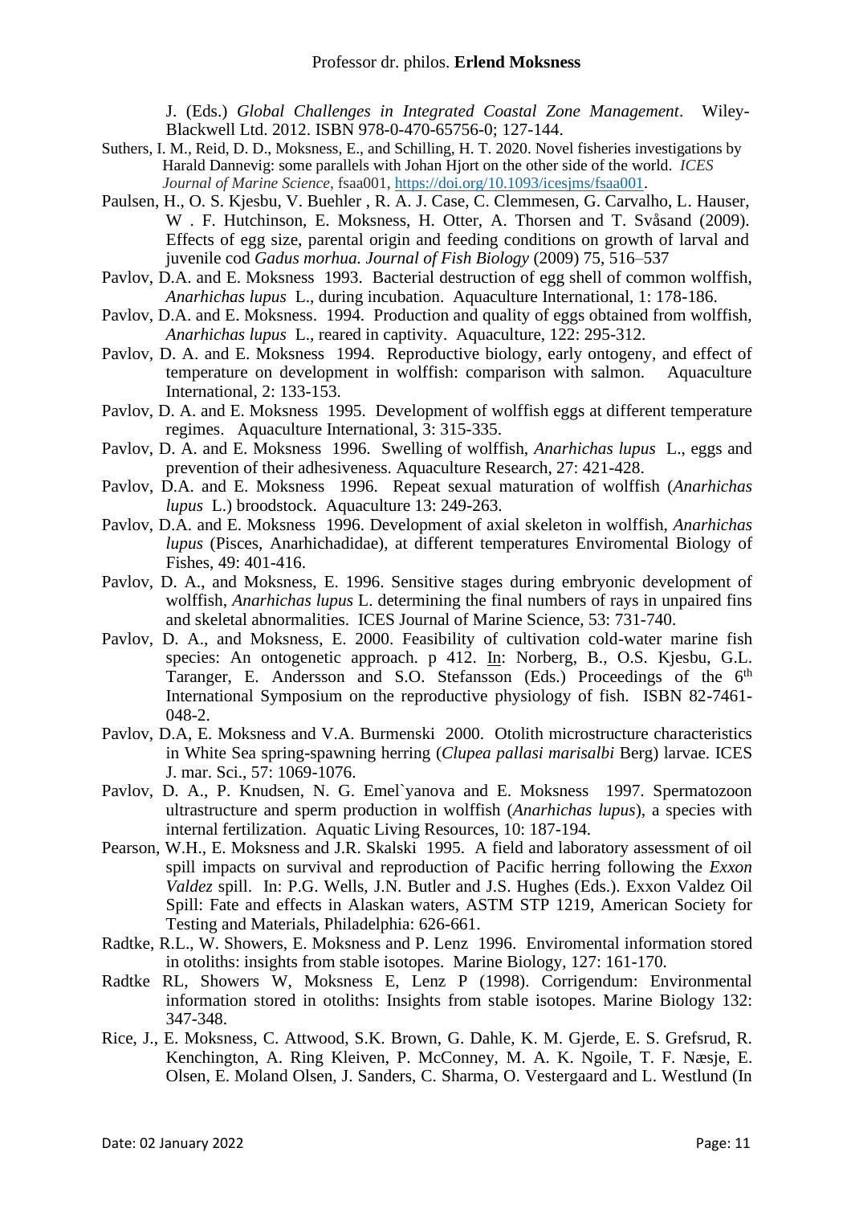J. (Eds.) *Global Challenges in Integrated Coastal Zone Management*. Wiley-Blackwell Ltd. 2012. ISBN 978-0-470-65756-0; 127-144.

Suthers, I. M., Reid, D. D., Moksness, E., and Schilling, H. T. 2020. Novel fisheries investigations by Harald Dannevig: some parallels with Johan Hjort on the other side of the world. *ICES Journal of Marine Science*, fsaa001, https://doi.org/10.1093/icesjms/fsaa001.

Paulsen, H., O. S. Kjesbu, V. Buehler , R. A. J. Case, C. Clemmesen, G. Carvalho, L. Hauser, W . F. Hutchinson, E. Moksness, H. Otter, A. Thorsen and T. Svåsand (2009). Effects of egg size, parental origin and feeding conditions on growth of larval and juvenile cod *Gadus morhua. Journal of Fish Biology* (2009) 75, 516–537

Pavlov, D.A. and E. Moksness 1993. Bacterial destruction of egg shell of common wolffish, *Anarhichas lupus* L., during incubation. Aquaculture International, 1: 178-186.

Pavlov, D.A. and E. Moksness. 1994. Production and quality of eggs obtained from wolffish, *Anarhichas lupus* L., reared in captivity. Aquaculture, 122: 295-312.

Pavlov, D. A. and E. Moksness 1994. Reproductive biology, early ontogeny, and effect of temperature on development in wolffish: comparison with salmon. Aquaculture International, 2: 133-153.

Pavlov, D. A. and E. Moksness 1995. Development of wolffish eggs at different temperature regimes. Aquaculture International, 3: 315-335.

Pavlov, D. A. and E. Moksness 1996. Swelling of wolffish, *Anarhichas lupus* L., eggs and prevention of their adhesiveness. Aquaculture Research, 27: 421-428.

Pavlov, D.A. and E. Moksness 1996. Repeat sexual maturation of wolffish (*Anarhichas lupus* L.) broodstock. Aquaculture 13: 249-263.

Pavlov, D.A. and E. Moksness 1996. Development of axial skeleton in wolffish, *Anarhichas lupus* (Pisces, Anarhichadidae), at different temperatures Enviromental Biology of Fishes, 49: 401-416.

Pavlov, D. A., and Moksness, E. 1996. Sensitive stages during embryonic development of wolffish, *Anarhichas lupus* L. determining the final numbers of rays in unpaired fins and skeletal abnormalities. ICES Journal of Marine Science, 53: 731-740.

Pavlov, D. A., and Moksness, E. 2000. Feasibility of cultivation cold-water marine fish species: An ontogenetic approach. p 412. In: Norberg, B., O.S. Kjesbu, G.L. Taranger, E. Andersson and S.O. Stefansson (Eds.) Proceedings of the 6th International Symposium on the reproductive physiology of fish. ISBN 82-7461-048-2.

Pavlov, D.A, E. Moksness and V.A. Burmenski 2000. Otolith microstructure characteristics in White Sea spring-spawning herring (*Clupea pallasi marisalbi* Berg) larvae. ICES J. mar. Sci., 57: 1069-1076.

Pavlov, D. A., P. Knudsen, N. G. Emel`yanova and E. Moksness 1997. Spermatozoon ultrastructure and sperm production in wolffish (*Anarhichas lupus*), a species with internal fertilization. Aquatic Living Resources, 10: 187-194.

Pearson, W.H., E. Moksness and J.R. Skalski 1995. A field and laboratory assessment of oil spill impacts on survival and reproduction of Pacific herring following the *Exxon Valdez* spill. In: P.G. Wells, J.N. Butler and J.S. Hughes (Eds.). Exxon Valdez Oil Spill: Fate and effects in Alaskan waters, ASTM STP 1219, American Society for Testing and Materials, Philadelphia: 626-661.

Radtke, R.L., W. Showers, E. Moksness and P. Lenz 1996. Enviromental information stored in otoliths: insights from stable isotopes. Marine Biology, 127: 161-170.

Radtke RL, Showers W, Moksness E, Lenz P (1998). Corrigendum: Environmental information stored in otoliths: Insights from stable isotopes. Marine Biology 132: 347-348.

Rice, J., E. Moksness, C. Attwood, S.K. Brown, G. Dahle, K. M. Gjerde, E. S. Grefsrud, R. Kenchington, A. Ring Kleiven, P. McConney, M. A. K. Ngoile, T. F. Næsje, E. Olsen, E. Moland Olsen, J. Sanders, C. Sharma, O. Vestergaard and L. Westlund (In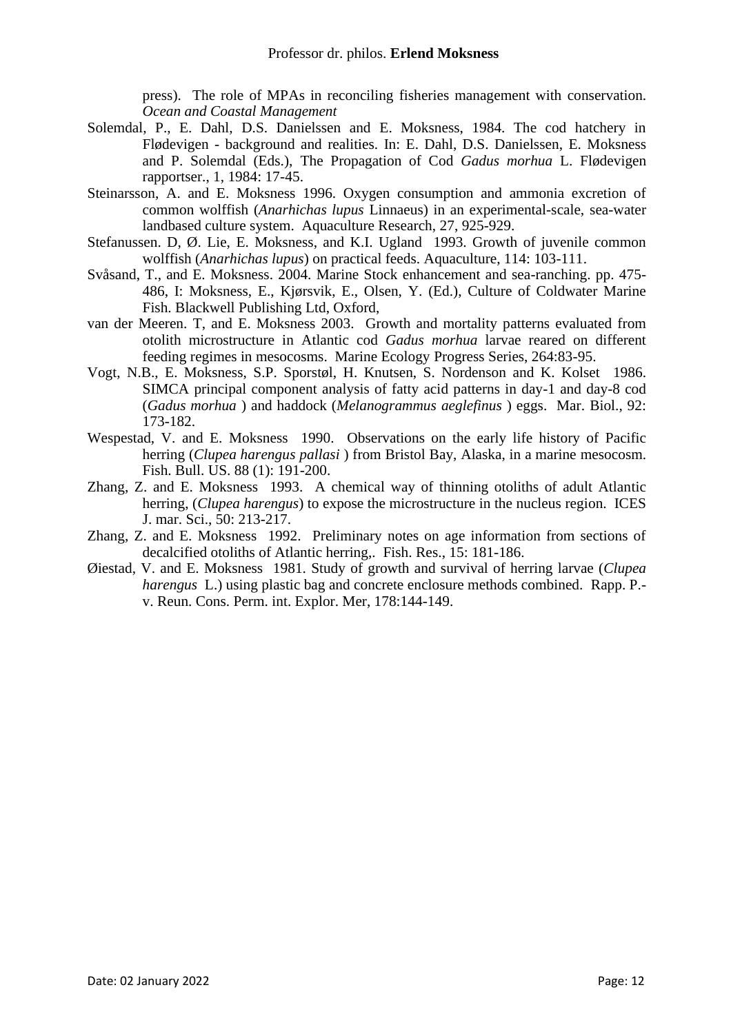press). The role of MPAs in reconciling fisheries management with conservation. *Ocean and Coastal Management*

Solemdal, P., E. Dahl, D.S. Danielssen and E. Moksness, 1984. The cod hatchery in Flødevigen - background and realities. In: E. Dahl, D.S. Danielssen, E. Moksness and P. Solemdal (Eds.), The Propagation of Cod *Gadus morhua* L. Flødevigen rapportser., 1, 1984: 17-45.

Steinarsson, A. and E. Moksness 1996. Oxygen consumption and ammonia excretion of common wolffish (*Anarhichas lupus* Linnaeus) in an experimental-scale, sea-water landbased culture system. Aquaculture Research, 27, 925-929.

Stefanussen. D, Ø. Lie, E. Moksness, and K.I. Ugland 1993. Growth of juvenile common wolffish (*Anarhichas lupus*) on practical feeds. Aquaculture, 114: 103-111.

Svåsand, T., and E. Moksness. 2004. Marine Stock enhancement and sea-ranching. pp. 475-486, I: Moksness, E., Kjørsvik, E., Olsen, Y. (Ed.), Culture of Coldwater Marine Fish. Blackwell Publishing Ltd, Oxford,

van der Meeren. T, and E. Moksness 2003. Growth and mortality patterns evaluated from otolith microstructure in Atlantic cod *Gadus morhua* larvae reared on different feeding regimes in mesocosms. Marine Ecology Progress Series, 264:83-95.

Vogt, N.B., E. Moksness, S.P. Sporstøl, H. Knutsen, S. Nordenson and K. Kolset 1986. SIMCA principal component analysis of fatty acid patterns in day-1 and day-8 cod (*Gadus morhua* ) and haddock (*Melanogrammus aeglefinus* ) eggs. Mar. Biol., 92: 173-182.

Wespestad, V. and E. Moksness 1990. Observations on the early life history of Pacific herring (*Clupea harengus pallasi* ) from Bristol Bay, Alaska, in a marine mesocosm. Fish. Bull. US. 88 (1): 191-200.

Zhang, Z. and E. Moksness 1993. A chemical way of thinning otoliths of adult Atlantic herring, (*Clupea harengus*) to expose the microstructure in the nucleus region. ICES J. mar. Sci., 50: 213-217.

Zhang, Z. and E. Moksness 1992. Preliminary notes on age information from sections of decalcified otoliths of Atlantic herring,. Fish. Res., 15: 181-186.

Øiestad, V. and E. Moksness 1981. Study of growth and survival of herring larvae (*Clupea harengus* L.) using plastic bag and concrete enclosure methods combined. Rapp. P.-v. Reun. Cons. Perm. int. Explor. Mer, 178:144-149.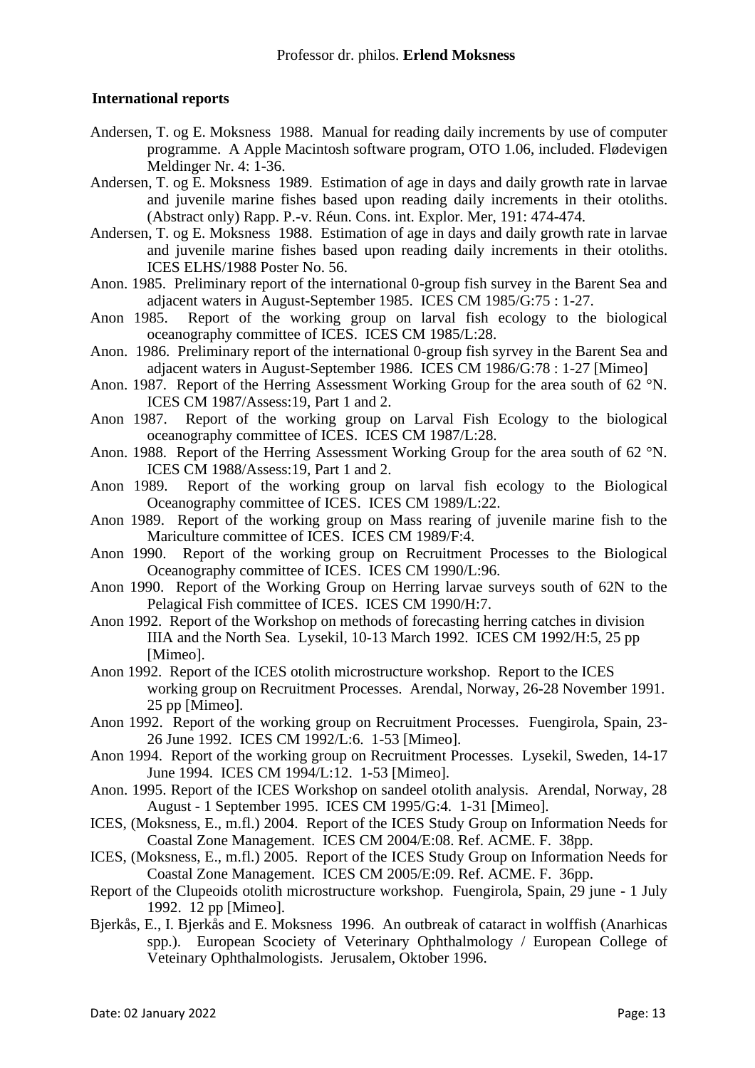### International reports

Andersen, T. og E. Moksness 1988. Manual for reading daily increments by use of computer programme. A Apple Macintosh software program, OTO 1.06, included. Flødevigen Meldinger Nr. 4: 1-36.

Andersen, T. og E. Moksness 1989. Estimation of age in days and daily growth rate in larvae and juvenile marine fishes based upon reading daily increments in their otoliths. (Abstract only) Rapp. P.-v. Réun. Cons. int. Explor. Mer, 191: 474-474.

Andersen, T. og E. Moksness 1988. Estimation of age in days and daily growth rate in larvae and juvenile marine fishes based upon reading daily increments in their otoliths. ICES ELHS/1988 Poster No. 56.

Anon. 1985. Preliminary report of the international 0-group fish survey in the Barent Sea and adjacent waters in August-September 1985. ICES CM 1985/G:75 : 1-27.

Anon 1985. Report of the working group on larval fish ecology to the biological oceanography committee of ICES. ICES CM 1985/L:28.

Anon. 1986. Preliminary report of the international 0-group fish syrvey in the Barent Sea and adjacent waters in August-September 1986. ICES CM 1986/G:78 : 1-27 [Mimeo]

Anon. 1987. Report of the Herring Assessment Working Group for the area south of 62 °N. ICES CM 1987/Assess:19, Part 1 and 2.

Anon 1987. Report of the working group on Larval Fish Ecology to the biological oceanography committee of ICES. ICES CM 1987/L:28.

Anon. 1988. Report of the Herring Assessment Working Group for the area south of 62 °N. ICES CM 1988/Assess:19, Part 1 and 2.

Anon 1989. Report of the working group on larval fish ecology to the Biological Oceanography committee of ICES. ICES CM 1989/L:22.

Anon 1989. Report of the working group on Mass rearing of juvenile marine fish to the Mariculture committee of ICES. ICES CM 1989/F:4.

Anon 1990. Report of the working group on Recruitment Processes to the Biological Oceanography committee of ICES. ICES CM 1990/L:96.

Anon 1990. Report of the Working Group on Herring larvae surveys south of 62N to the Pelagical Fish committee of ICES. ICES CM 1990/H:7.

Anon 1992. Report of the Workshop on methods of forecasting herring catches in division IIIA and the North Sea. Lysekil, 10-13 March 1992. ICES CM 1992/H:5, 25 pp [Mimeo].

Anon 1992. Report of the ICES otolith microstructure workshop. Report to the ICES working group on Recruitment Processes. Arendal, Norway, 26-28 November 1991. 25 pp [Mimeo].

Anon 1992. Report of the working group on Recruitment Processes. Fuengirola, Spain, 23-26 June 1992. ICES CM 1992/L:6. 1-53 [Mimeo].

Anon 1994. Report of the working group on Recruitment Processes. Lysekil, Sweden, 14-17 June 1994. ICES CM 1994/L:12. 1-53 [Mimeo].

Anon. 1995. Report of the ICES Workshop on sandeel otolith analysis. Arendal, Norway, 28 August - 1 September 1995. ICES CM 1995/G:4. 1-31 [Mimeo].

ICES, (Moksness, E., m.fl.) 2004. Report of the ICES Study Group on Information Needs for Coastal Zone Management. ICES CM 2004/E:08. Ref. ACME. F. 38pp.

ICES, (Moksness, E., m.fl.) 2005. Report of the ICES Study Group on Information Needs for Coastal Zone Management. ICES CM 2005/E:09. Ref. ACME. F. 36pp.

Report of the Clupeoids otolith microstructure workshop. Fuengirola, Spain, 29 june - 1 July 1992. 12 pp [Mimeo].

Bjerkås, E., I. Bjerkås and E. Moksness 1996. An outbreak of cataract in wolffish (Anarhicas spp.). European Scociety of Veterinary Ophthalmology / European College of Veteinary Ophthalmologists. Jerusalem, Oktober 1996.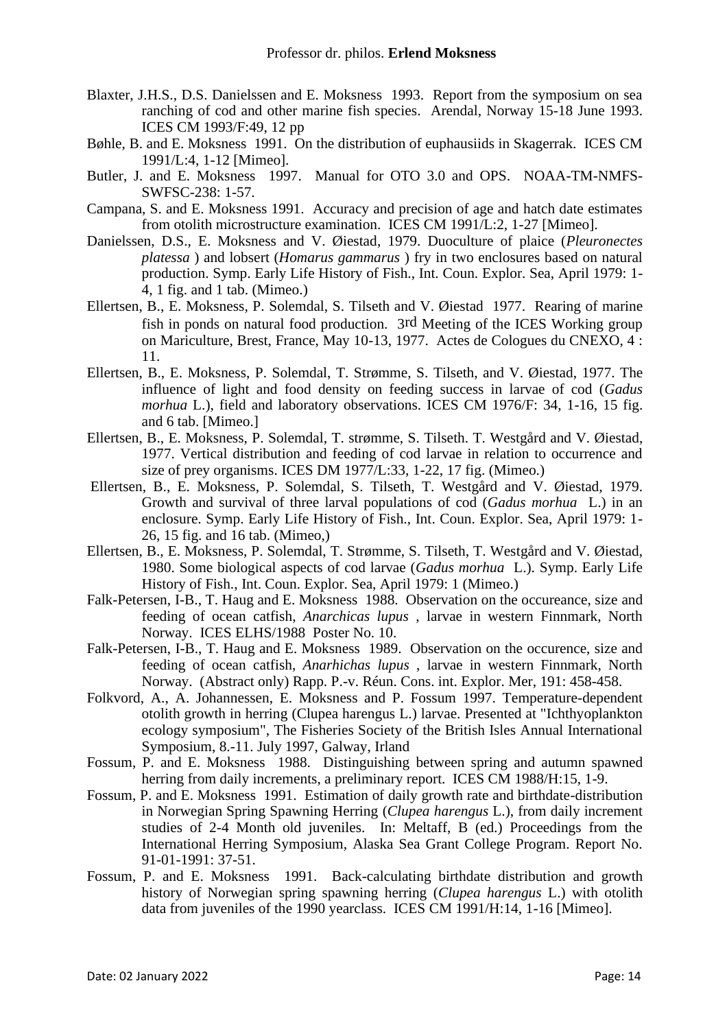Blaxter, J.H.S., D.S. Danielssen and E. Moksness 1993. Report from the symposium on sea ranching of cod and other marine fish species. Arendal, Norway 15-18 June 1993. ICES CM 1993/F:49, 12 pp

Bøhle, B. and E. Moksness 1991. On the distribution of euphausiids in Skagerrak. ICES CM 1991/L:4, 1-12 [Mimeo].

Butler, J. and E. Moksness 1997. Manual for OTO 3.0 and OPS. NOAA-TM-NMFS-SWFSC-238: 1-57.

Campana, S. and E. Moksness 1991. Accuracy and precision of age and hatch date estimates from otolith microstructure examination. ICES CM 1991/L:2, 1-27 [Mimeo].

Danielssen, D.S., E. Moksness and V. Øiestad, 1979. Duoculture of plaice (*Pleuronectes platessa* ) and lobsert (*Homarus gammarus* ) fry in two enclosures based on natural production. Symp. Early Life History of Fish., Int. Coun. Explor. Sea, April 1979: 1-4, 1 fig. and 1 tab. (Mimeo.)

Ellertsen, B., E. Moksness, P. Solemdal, S. Tilseth and V. Øiestad 1977. Rearing of marine fish in ponds on natural food production. 3rd Meeting of the ICES Working group on Mariculture, Brest, France, May 10-13, 1977. Actes de Cologues du CNEXO, 4 : 11.

Ellertsen, B., E. Moksness, P. Solemdal, T. Strømme, S. Tilseth, and V. Øiestad, 1977. The influence of light and food density on feeding success in larvae of cod (*Gadus morhua* L.), field and laboratory observations. ICES CM 1976/F: 34, 1-16, 15 fig. and 6 tab. [Mimeo.]

Ellertsen, B., E. Moksness, P. Solemdal, T. strømme, S. Tilseth. T. Westgård and V. Øiestad, 1977. Vertical distribution and feeding of cod larvae in relation to occurrence and size of prey organisms. ICES DM 1977/L:33, 1-22, 17 fig. (Mimeo.)

Ellertsen, B., E. Moksness, P. Solemdal, S. Tilseth, T. Westgård and V. Øiestad, 1979. Growth and survival of three larval populations of cod (*Gadus morhua* L.) in an enclosure. Symp. Early Life History of Fish., Int. Coun. Explor. Sea, April 1979: 1-26, 15 fig. and 16 tab. (Mimeo,)

Ellertsen, B., E. Moksness, P. Solemdal, T. Strømme, S. Tilseth, T. Westgård and V. Øiestad, 1980. Some biological aspects of cod larvae (*Gadus morhua* L.). Symp. Early Life History of Fish., Int. Coun. Explor. Sea, April 1979: 1 (Mimeo.)

Falk-Petersen, I-B., T. Haug and E. Moksness 1988. Observation on the occureance, size and feeding of ocean catfish, *Anarchicas lupus* , larvae in western Finnmark, North Norway. ICES ELHS/1988 Poster No. 10.

Falk-Petersen, I-B., T. Haug and E. Moksness 1989. Observation on the occurence, size and feeding of ocean catfish, *Anarhichas lupus* , larvae in western Finnmark, North Norway. (Abstract only) Rapp. P.-v. Réun. Cons. int. Explor. Mer, 191: 458-458.

Folkvord, A., A. Johannessen, E. Moksness and P. Fossum 1997. Temperature-dependent otolith growth in herring (Clupea harengus L.) larvae. Presented at "Ichthyoplankton ecology symposium", The Fisheries Society of the British Isles Annual International Symposium, 8.-11. July 1997, Galway, Irland

Fossum, P. and E. Moksness 1988. Distinguishing between spring and autumn spawned herring from daily increments, a preliminary report. ICES CM 1988/H:15, 1-9.

Fossum, P. and E. Moksness 1991. Estimation of daily growth rate and birthdate-distribution in Norwegian Spring Spawning Herring (*Clupea harengus* L.), from daily increment studies of 2-4 Month old juveniles. In: Meltaff, B (ed.) Proceedings from the International Herring Symposium, Alaska Sea Grant College Program. Report No. 91-01-1991: 37-51.

Fossum, P. and E. Moksness 1991. Back-calculating birthdate distribution and growth history of Norwegian spring spawning herring (*Clupea harengus* L.) with otolith data from juveniles of the 1990 yearclass. ICES CM 1991/H:14, 1-16 [Mimeo].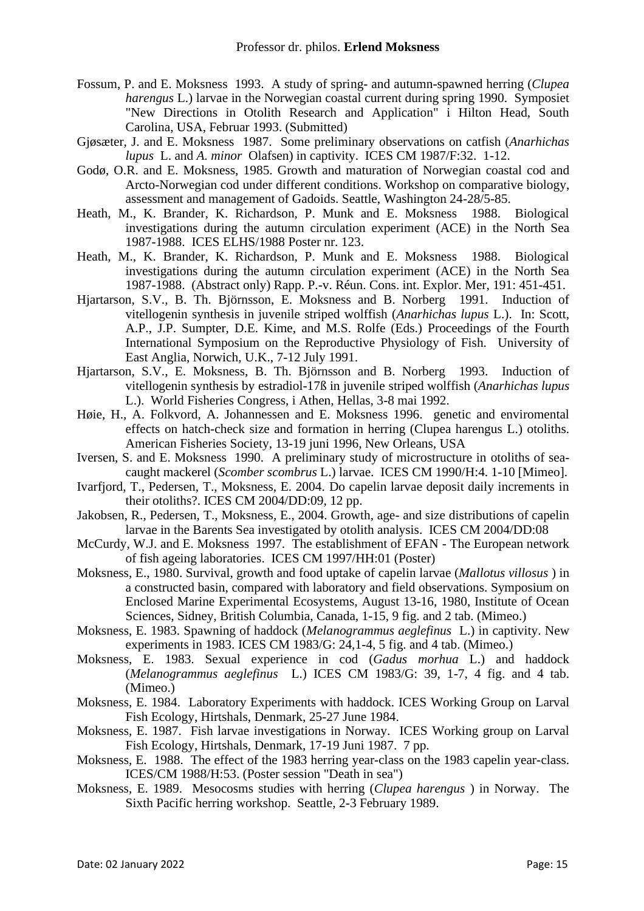Fossum, P. and E. Moksness 1993. A study of spring- and autumn-spawned herring (*Clupea harengus* L.) larvae in the Norwegian coastal current during spring 1990. Symposiet "New Directions in Otolith Research and Application" i Hilton Head, South Carolina, USA, Februar 1993. (Submitted)

Gjøsæter, J. and E. Moksness 1987. Some preliminary observations on catfish (*Anarhichas lupus* L. and *A. minor* Olafsen) in captivity. ICES CM 1987/F:32. 1-12.

Godø, O.R. and E. Moksness, 1985. Growth and maturation of Norwegian coastal cod and Arcto-Norwegian cod under different conditions. Workshop on comparative biology, assessment and management of Gadoids. Seattle, Washington 24-28/5-85.

Heath, M., K. Brander, K. Richardson, P. Munk and E. Moksness 1988. Biological investigations during the autumn circulation experiment (ACE) in the North Sea 1987-1988. ICES ELHS/1988 Poster nr. 123.

Heath, M., K. Brander, K. Richardson, P. Munk and E. Moksness 1988. Biological investigations during the autumn circulation experiment (ACE) in the North Sea 1987-1988. (Abstract only) Rapp. P.-v. Réun. Cons. int. Explor. Mer, 191: 451-451.

Hjartarson, S.V., B. Th. Björnsson, E. Moksness and B. Norberg 1991. Induction of vitellogenin synthesis in juvenile striped wolffish (*Anarhichas lupus* L.). In: Scott, A.P., J.P. Sumpter, D.E. Kime, and M.S. Rolfe (Eds.) Proceedings of the Fourth International Symposium on the Reproductive Physiology of Fish. University of East Anglia, Norwich, U.K., 7-12 July 1991.

Hjartarson, S.V., E. Moksness, B. Th. Björnsson and B. Norberg 1993. Induction of vitellogenin synthesis by estradiol-17ß in juvenile striped wolffish (*Anarhichas lupus* L.). World Fisheries Congress, i Athen, Hellas, 3-8 mai 1992.

Høie, H., A. Folkvord, A. Johannessen and E. Moksness 1996. genetic and enviromental effects on hatch-check size and formation in herring (Clupea harengus L.) otoliths. American Fisheries Society, 13-19 juni 1996, New Orleans, USA

Iversen, S. and E. Moksness 1990. A preliminary study of microstructure in otoliths of sea-caught mackerel (*Scomber scombrus* L.) larvae. ICES CM 1990/H:4. 1-10 [Mimeo].

Ivarfjord, T., Pedersen, T., Moksness, E. 2004. Do capelin larvae deposit daily increments in their otoliths?. ICES CM 2004/DD:09, 12 pp.

Jakobsen, R., Pedersen, T., Moksness, E., 2004. Growth, age- and size distributions of capelin larvae in the Barents Sea investigated by otolith analysis. ICES CM 2004/DD:08

McCurdy, W.J. and E. Moksness 1997. The establishment of EFAN - The European network of fish ageing laboratories. ICES CM 1997/HH:01 (Poster)

Moksness, E., 1980. Survival, growth and food uptake of capelin larvae (*Mallotus villosus* ) in a constructed basin, compared with laboratory and field observations. Symposium on Enclosed Marine Experimental Ecosystems, August 13-16, 1980, Institute of Ocean Sciences, Sidney, British Columbia, Canada, 1-15, 9 fig. and 2 tab. (Mimeo.)

Moksness, E. 1983. Spawning of haddock (*Melanogrammus aeglefinus* L.) in captivity. New experiments in 1983. ICES CM 1983/G: 24,1-4, 5 fig. and 4 tab. (Mimeo.)

Moksness, E. 1983. Sexual experience in cod (*Gadus morhua* L.) and haddock (*Melanogrammus aeglefinus* L.) ICES CM 1983/G: 39, 1-7, 4 fig. and 4 tab. (Mimeo.)

Moksness, E. 1984. Laboratory Experiments with haddock. ICES Working Group on Larval Fish Ecology, Hirtshals, Denmark, 25-27 June 1984.

Moksness, E. 1987. Fish larvae investigations in Norway. ICES Working group on Larval Fish Ecology, Hirtshals, Denmark, 17-19 Juni 1987. 7 pp.

Moksness, E. 1988. The effect of the 1983 herring year-class on the 1983 capelin year-class. ICES/CM 1988/H:53. (Poster session "Death in sea")

Moksness, E. 1989. Mesocosms studies with herring (*Clupea harengus* ) in Norway. The Sixth Pacific herring workshop. Seattle, 2-3 February 1989.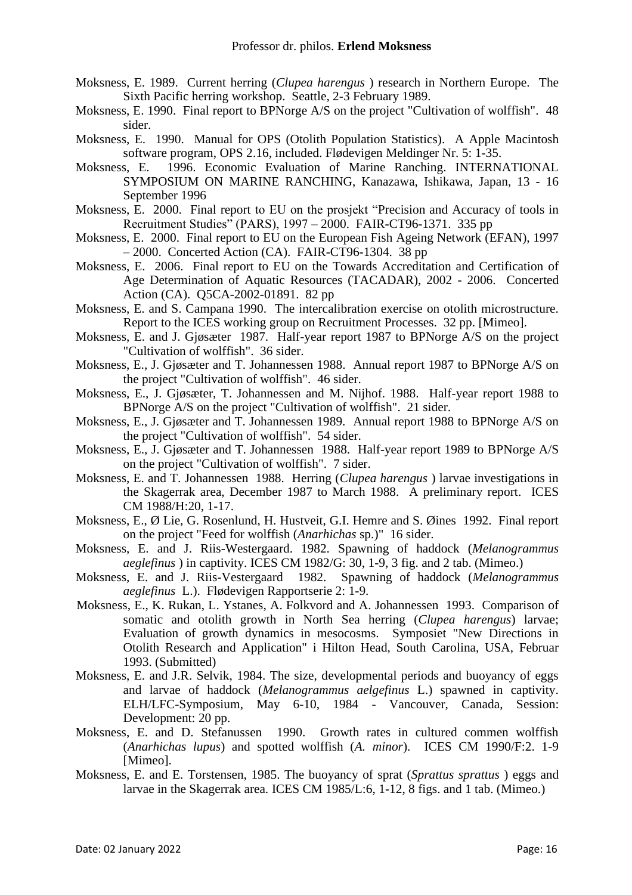Moksness, E. 1989. Current herring (*Clupea harengus* ) research in Northern Europe. The Sixth Pacific herring workshop. Seattle, 2-3 February 1989.

Moksness, E. 1990. Final report to BPNorge A/S on the project "Cultivation of wolffish". 48 sider.

Moksness, E. 1990. Manual for OPS (Otolith Population Statistics). A Apple Macintosh software program, OPS 2.16, included. Flødevigen Meldinger Nr. 5: 1-35.

Moksness, E. 1996. Economic Evaluation of Marine Ranching. INTERNATIONAL SYMPOSIUM ON MARINE RANCHING, Kanazawa, Ishikawa, Japan, 13 - 16 September 1996

Moksness, E. 2000. Final report to EU on the prosjekt "Precision and Accuracy of tools in Recruitment Studies" (PARS), 1997 – 2000. FAIR-CT96-1371. 335 pp

Moksness, E. 2000. Final report to EU on the European Fish Ageing Network (EFAN), 1997 – 2000. Concerted Action (CA). FAIR-CT96-1304. 38 pp

Moksness, E. 2006. Final report to EU on the Towards Accreditation and Certification of Age Determination of Aquatic Resources (TACADAR), 2002 - 2006. Concerted Action (CA). Q5CA-2002-01891. 82 pp

Moksness, E. and S. Campana 1990. The intercalibration exercise on otolith microstructure. Report to the ICES working group on Recruitment Processes. 32 pp. [Mimeo].

Moksness, E. and J. Gjøsæter 1987. Half-year report 1987 to BPNorge A/S on the project "Cultivation of wolffish". 36 sider.

Moksness, E., J. Gjøsæter and T. Johannessen 1988. Annual report 1987 to BPNorge A/S on the project "Cultivation of wolffish". 46 sider.

Moksness, E., J. Gjøsæter, T. Johannessen and M. Nijhof. 1988. Half-year report 1988 to BPNorge A/S on the project "Cultivation of wolffish". 21 sider.

Moksness, E., J. Gjøsæter and T. Johannessen 1989. Annual report 1988 to BPNorge A/S on the project "Cultivation of wolffish". 54 sider.

Moksness, E., J. Gjøsæter and T. Johannessen 1988. Half-year report 1989 to BPNorge A/S on the project "Cultivation of wolffish". 7 sider.

Moksness, E. and T. Johannessen 1988. Herring (*Clupea harengus* ) larvae investigations in the Skagerrak area, December 1987 to March 1988. A preliminary report. ICES CM 1988/H:20, 1-17.

Moksness, E., Ø Lie, G. Rosenlund, H. Hustveit, G.I. Hemre and S. Øines 1992. Final report on the project "Feed for wolffish (*Anarhichas* sp.)" 16 sider.

Moksness, E. and J. Riis-Westergaard. 1982. Spawning of haddock (*Melanogrammus aeglefinus* ) in captivity. ICES CM 1982/G: 30, 1-9, 3 fig. and 2 tab. (Mimeo.)

Moksness, E. and J. Riis-Vestergaard 1982. Spawning of haddock (*Melanogrammus aeglefinus* L.). Flødevigen Rapportserie 2: 1-9.

Moksness, E., K. Rukan, L. Ystanes, A. Folkvord and A. Johannessen 1993. Comparison of somatic and otolith growth in North Sea herring (*Clupea harengus*) larvae; Evaluation of growth dynamics in mesocosms. Symposiet "New Directions in Otolith Research and Application" i Hilton Head, South Carolina, USA, Februar 1993. (Submitted)

Moksness, E. and J.R. Selvik, 1984. The size, developmental periods and buoyancy of eggs and larvae of haddock (*Melanogrammus aelgefinus* L.) spawned in captivity. ELH/LFC-Symposium, May 6-10, 1984 - Vancouver, Canada, Session: Development: 20 pp.

Moksness, E. and D. Stefanussen 1990. Growth rates in cultured commen wolffish (*Anarhichas lupus*) and spotted wolffish (*A. minor*). ICES CM 1990/F:2. 1-9 [Mimeo].

Moksness, E. and E. Torstensen, 1985. The buoyancy of sprat (*Sprattus sprattus* ) eggs and larvae in the Skagerrak area. ICES CM 1985/L:6, 1-12, 8 figs. and 1 tab. (Mimeo.)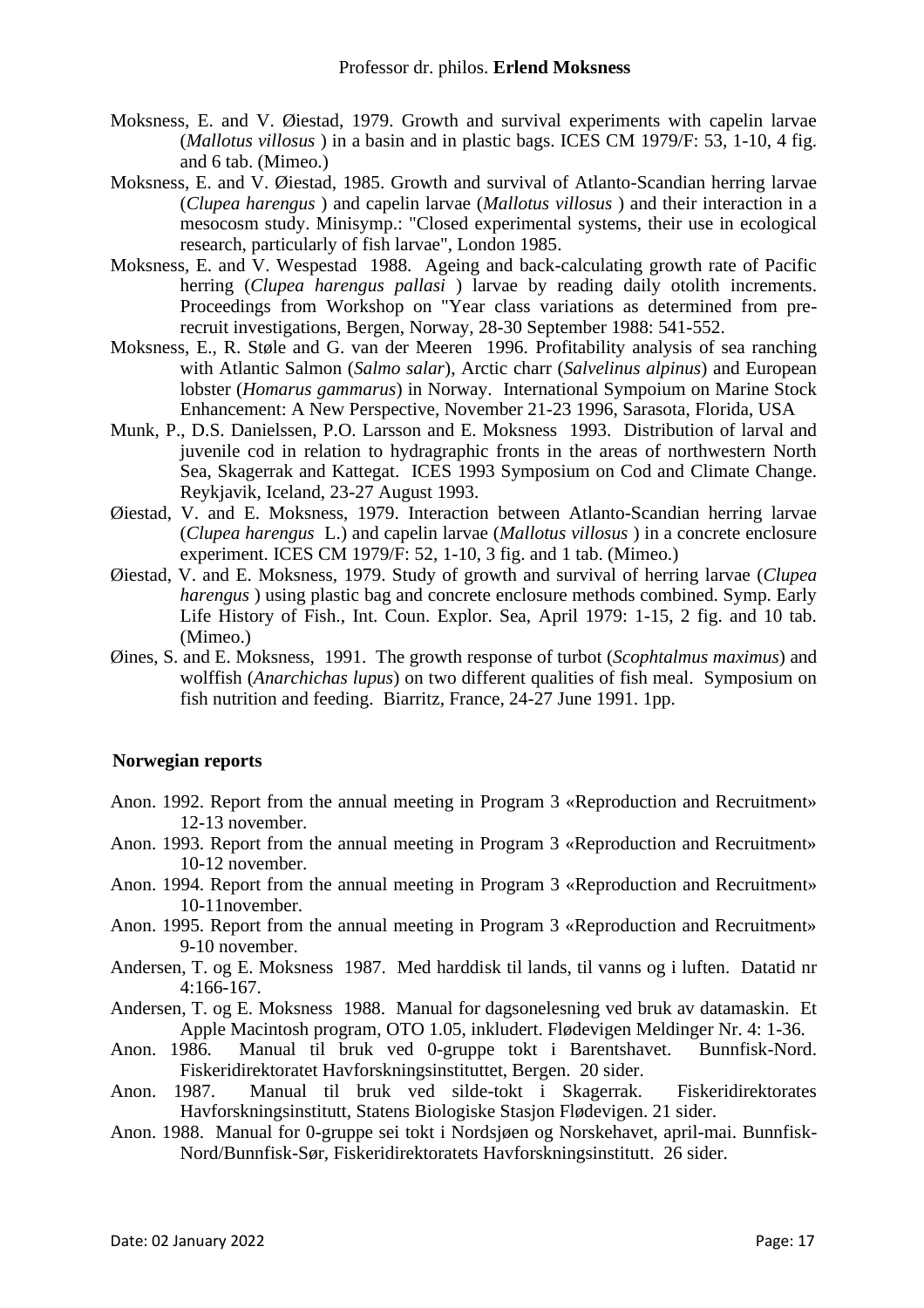Moksness, E. and V. Øiestad, 1979. Growth and survival experiments with capelin larvae (*Mallotus villosus* ) in a basin and in plastic bags. ICES CM 1979/F: 53, 1-10, 4 fig. and 6 tab. (Mimeo.)

Moksness, E. and V. Øiestad, 1985. Growth and survival of Atlanto-Scandian herring larvae (*Clupea harengus* ) and capelin larvae (*Mallotus villosus* ) and their interaction in a mesocosm study. Minisymp.: "Closed experimental systems, their use in ecological research, particularly of fish larvae", London 1985.

Moksness, E. and V. Wespestad 1988. Ageing and back-calculating growth rate of Pacific herring (*Clupea harengus pallasi* ) larvae by reading daily otolith increments. Proceedings from Workshop on "Year class variations as determined from pre-recruit investigations, Bergen, Norway, 28-30 September 1988: 541-552.

Moksness, E., R. Støle and G. van der Meeren 1996. Profitability analysis of sea ranching with Atlantic Salmon (*Salmo salar*), Arctic charr (*Salvelinus alpinus*) and European lobster (*Homarus gammarus*) in Norway. International Sympoium on Marine Stock Enhancement: A New Perspective, November 21-23 1996, Sarasota, Florida, USA

Munk, P., D.S. Danielssen, P.O. Larsson and E. Moksness 1993. Distribution of larval and juvenile cod in relation to hydragraphic fronts in the areas of northwestern North Sea, Skagerrak and Kattegat. ICES 1993 Symposium on Cod and Climate Change. Reykjavik, Iceland, 23-27 August 1993.

Øiestad, V. and E. Moksness, 1979. Interaction between Atlanto-Scandian herring larvae (*Clupea harengus* L.) and capelin larvae (*Mallotus villosus* ) in a concrete enclosure experiment. ICES CM 1979/F: 52, 1-10, 3 fig. and 1 tab. (Mimeo.)

Øiestad, V. and E. Moksness, 1979. Study of growth and survival of herring larvae (*Clupea harengus* ) using plastic bag and concrete enclosure methods combined. Symp. Early Life History of Fish., Int. Coun. Explor. Sea, April 1979: 1-15, 2 fig. and 10 tab. (Mimeo.)

Øines, S. and E. Moksness, 1991. The growth response of turbot (*Scophtalmus maximus*) and wolffish (*Anarchichas lupus*) on two different qualities of fish meal. Symposium on fish nutrition and feeding. Biarritz, France, 24-27 June 1991. 1pp.

## Norwegian reports

Anon. 1992. Report from the annual meeting in Program 3 «Reproduction and Recruitment» 12-13 november.

Anon. 1993. Report from the annual meeting in Program 3 «Reproduction and Recruitment» 10-12 november.

Anon. 1994. Report from the annual meeting in Program 3 «Reproduction and Recruitment» 10-11november.

Anon. 1995. Report from the annual meeting in Program 3 «Reproduction and Recruitment» 9-10 november.

Andersen, T. og E. Moksness 1987. Med harddisk til lands, til vanns og i luften. Datatid nr 4:166-167.

Andersen, T. og E. Moksness 1988. Manual for dagsonelesning ved bruk av datamaskin. Et Apple Macintosh program, OTO 1.05, inkludert. Flødevigen Meldinger Nr. 4: 1-36.

Anon. 1986. Manual til bruk ved 0-gruppe tokt i Barentshavet. Bunnfisk-Nord. Fiskeridirektoratet Havforskningsinstituttet, Bergen. 20 sider.

Anon. 1987. Manual til bruk ved silde-tokt i Skagerrak. Fiskeridirektorates Havforskningsinstitutt, Statens Biologiske Stasjon Flødevigen. 21 sider.

Anon. 1988. Manual for 0-gruppe sei tokt i Nordsjøen og Norskehavet, april-mai. Bunnfisk-Nord/Bunnfisk-Sør, Fiskeridirektoratets Havforskningsinstitutt. 26 sider.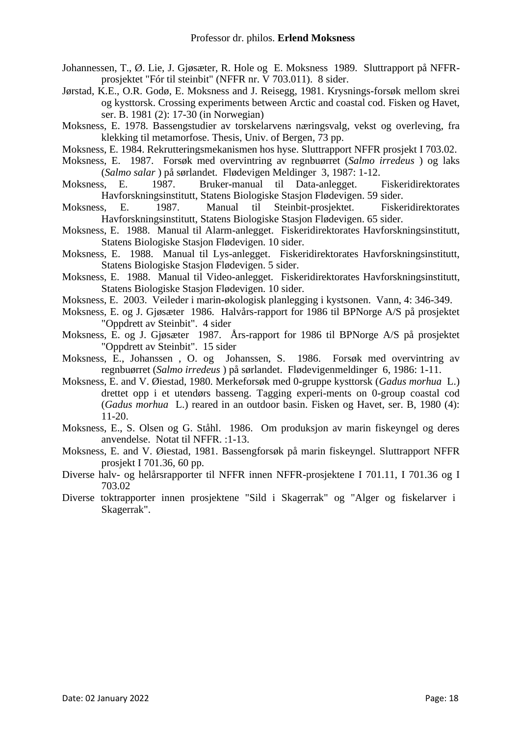Johannessen, T., Ø. Lie, J. Gjøsæter, R. Hole og E. Moksness 1989. Sluttrapport på NFFR-prosjektet "Fór til steinbit" (NFFR nr. V 703.011). 8 sider.

Jørstad, K.E., O.R. Godø, E. Moksness and J. Reisegg, 1981. Krysnings-forsøk mellom skrei og kysttorsk. Crossing experiments between Arctic and coastal cod. Fisken og Havet, ser. B. 1981 (2): 17-30 (in Norwegian)

Moksness, E. 1978. Bassengstudier av torskelarvens næringsvalg, vekst og overleving, fra klekking til metamorfose. Thesis, Univ. of Bergen, 73 pp.

Moksness, E. 1984. Rekrutteringsmekanismen hos hyse. Sluttrapport NFFR prosjekt I 703.02.

Moksness, E. 1987. Forsøk med overvintring av regnbuørret (*Salmo irredeus* ) og laks (*Salmo salar* ) på sørlandet. Flødevigen Meldinger 3, 1987: 1-12.

Moksness, E. 1987. Bruker-manual til Data-anlegget. Fiskeridirektorates Havforskningsinstitutt, Statens Biologiske Stasjon Flødevigen. 59 sider.

Moksness, E. 1987. Manual til Steinbit-prosjektet. Fiskeridirektorates Havforskningsinstitutt, Statens Biologiske Stasjon Flødevigen. 65 sider.

Moksness, E. 1988. Manual til Alarm-anlegget. Fiskeridirektorates Havforskningsinstitutt, Statens Biologiske Stasjon Flødevigen. 10 sider.

Moksness, E. 1988. Manual til Lys-anlegget. Fiskeridirektorates Havforskningsinstitutt, Statens Biologiske Stasjon Flødevigen. 5 sider.

Moksness, E. 1988. Manual til Video-anlegget. Fiskeridirektorates Havforskningsinstitutt, Statens Biologiske Stasjon Flødevigen. 10 sider.

Moksness, E. 2003. Veileder i marin-økologisk planlegging i kystsonen. Vann, 4: 346-349.

Moksness, E. og J. Gjøsæter 1986. Halvårs-rapport for 1986 til BPNorge A/S på prosjektet "Oppdrett av Steinbit". 4 sider

Moksness, E. og J. Gjøsæter 1987. Års-rapport for 1986 til BPNorge A/S på prosjektet "Oppdrett av Steinbit". 15 sider

Moksness, E., Johanssen , O. og Johanssen, S. 1986. Forsøk med overvintring av regnbuørret (*Salmo irredeus* ) på sørlandet. Flødevigenmeldinger 6, 1986: 1-11.

Moksness, E. and V. Øiestad, 1980. Merkeforsøk med 0-gruppe kysttorsk (*Gadus morhua* L.) drettet opp i et utendørs basseng. Tagging experi-ments on 0-group coastal cod (*Gadus morhua* L.) reared in an outdoor basin. Fisken og Havet, ser. B, 1980 (4): 11-20.

Moksness, E., S. Olsen og G. Ståhl. 1986. Om produksjon av marin fiskeyngel og deres anvendelse. Notat til NFFR. :1-13.

Moksness, E. and V. Øiestad, 1981. Bassengforsøk på marin fiskeyngel. Sluttrapport NFFR prosjekt I 701.36, 60 pp.

Diverse halv- og helårsrapporter til NFFR innen NFFR-prosjektene I 701.11, I 701.36 og I 703.02

Diverse toktrapporter innen prosjektene "Sild i Skagerrak" og "Alger og fiskelarver i Skagerrak".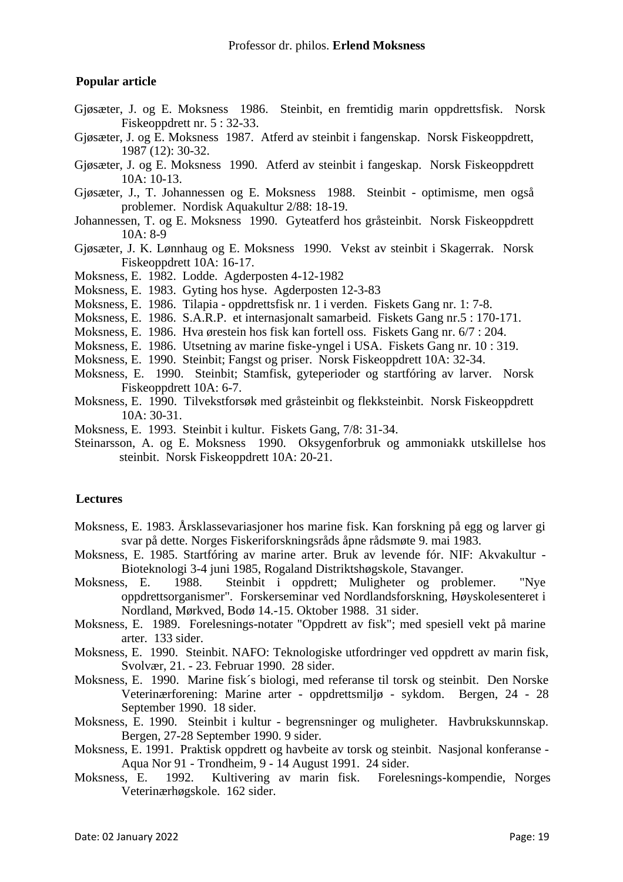## Popular article

Gjøsæter, J. og E. Moksness 1986. Steinbit, en fremtidig marin oppdrettsfisk. Norsk Fiskeoppdrett nr. 5 : 32-33.

Gjøsæter, J. og E. Moksness 1987. Atferd av steinbit i fangenskap. Norsk Fiskeoppdrett, 1987 (12): 30-32.

Gjøsæter, J. og E. Moksness 1990. Atferd av steinbit i fangeskap. Norsk Fiskeoppdrett 10A: 10-13.

Gjøsæter, J., T. Johannessen og E. Moksness 1988. Steinbit - optimisme, men også problemer. Nordisk Aquakultur 2/88: 18-19.

Johannessen, T. og E. Moksness 1990. Gyteatferd hos gråsteinbit. Norsk Fiskeoppdrett 10A: 8-9

Gjøsæter, J. K. Lønnhaug og E. Moksness 1990. Vekst av steinbit i Skagerrak. Norsk Fiskeoppdrett 10A: 16-17.

Moksness, E. 1982. Lodde. Agderposten 4-12-1982

Moksness, E. 1983. Gyting hos hyse. Agderposten 12-3-83

Moksness, E. 1986. Tilapia - oppdrettsfisk nr. 1 i verden. Fiskets Gang nr. 1: 7-8.

Moksness, E. 1986. S.A.R.P. et internasjonalt samarbeid. Fiskets Gang nr.5 : 170-171.

Moksness, E. 1986. Hva ørestein hos fisk kan fortell oss. Fiskets Gang nr. 6/7 : 204.

Moksness, E. 1986. Utsetning av marine fiske-yngel i USA. Fiskets Gang nr. 10 : 319.

Moksness, E. 1990. Steinbit; Fangst og priser. Norsk Fiskeoppdrett 10A: 32-34.

Moksness, E. 1990. Steinbit; Stamfisk, gyteperioder og startfóring av larver. Norsk Fiskeoppdrett 10A: 6-7.

Moksness, E. 1990. Tilvekstforsøk med gråsteinbit og flekksteinbit. Norsk Fiskeoppdrett 10A: 30-31.

Moksness, E. 1993. Steinbit i kultur. Fiskets Gang, 7/8: 31-34.

Steinarsson, A. og E. Moksness 1990. Oksygenforbruk og ammoniakk utskillelse hos steinbit. Norsk Fiskeoppdrett 10A: 20-21.

## Lectures

Moksness, E. 1983. Årsklassevariasjoner hos marine fisk. Kan forskning på egg og larver gi svar på dette. Norges Fiskeriforskningsråds åpne rådsmøte 9. mai 1983.

Moksness, E. 1985. Startfóring av marine arter. Bruk av levende fór. NIF: Akvakultur - Bioteknologi 3-4 juni 1985, Rogaland Distriktshøgskole, Stavanger.

Moksness, E. 1988. Steinbit i oppdrett; Muligheter og problemer. "Nye oppdrettsorganismer". Forskerseminar ved Nordlandsforskning, Høyskolesenteret i Nordland, Mørkved, Bodø 14.-15. Oktober 1988. 31 sider.

Moksness, E. 1989. Forelesnings-notater "Oppdrett av fisk"; med spesiell vekt på marine arter. 133 sider.

Moksness, E. 1990. Steinbit. NAFO: Teknologiske utfordringer ved oppdrett av marin fisk, Svolvær, 21. - 23. Februar 1990. 28 sider.

Moksness, E. 1990. Marine fisk´s biologi, med referanse til torsk og steinbit. Den Norske Veterinærforening: Marine arter - oppdrettsmiljø - sykdom. Bergen, 24 - 28 September 1990. 18 sider.

Moksness, E. 1990. Steinbit i kultur - begrensninger og muligheter. Havbrukskunnskap. Bergen, 27-28 September 1990. 9 sider.

Moksness, E. 1991. Praktisk oppdrett og havbeite av torsk og steinbit. Nasjonal konferanse - Aqua Nor 91 - Trondheim, 9 - 14 August 1991. 24 sider.

Moksness, E. 1992. Kultivering av marin fisk. Forelesnings-kompendie, Norges Veterinærhøgskole. 162 sider.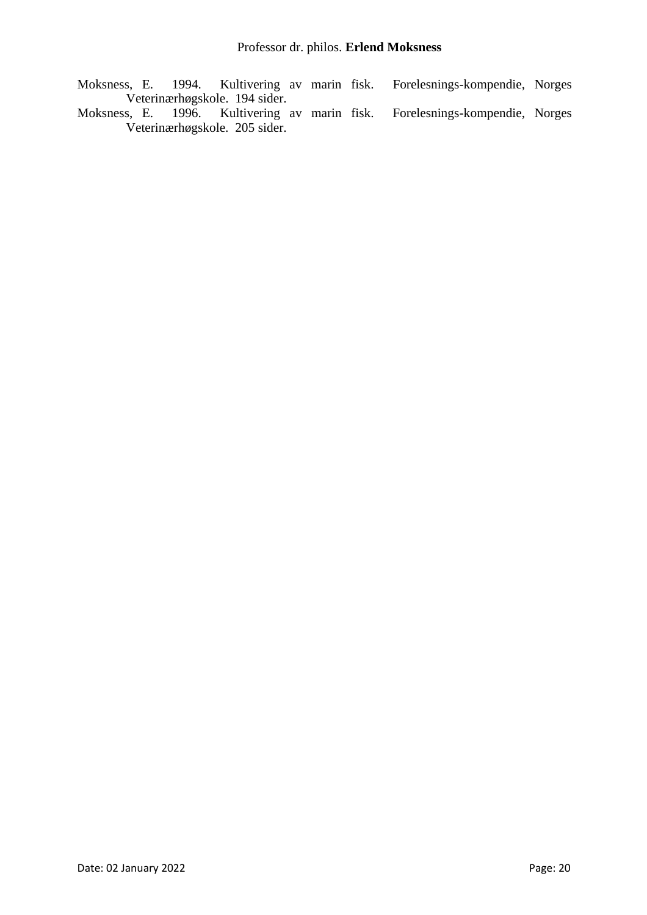Moksness, E. 1994. Kultivering av marin fisk. Forelesnings-kompendie, Norges Veterinærhøgskole. 194 sider.

Moksness, E. 1996. Kultivering av marin fisk. Forelesnings-kompendie, Norges Veterinærhøgskole. 205 sider.